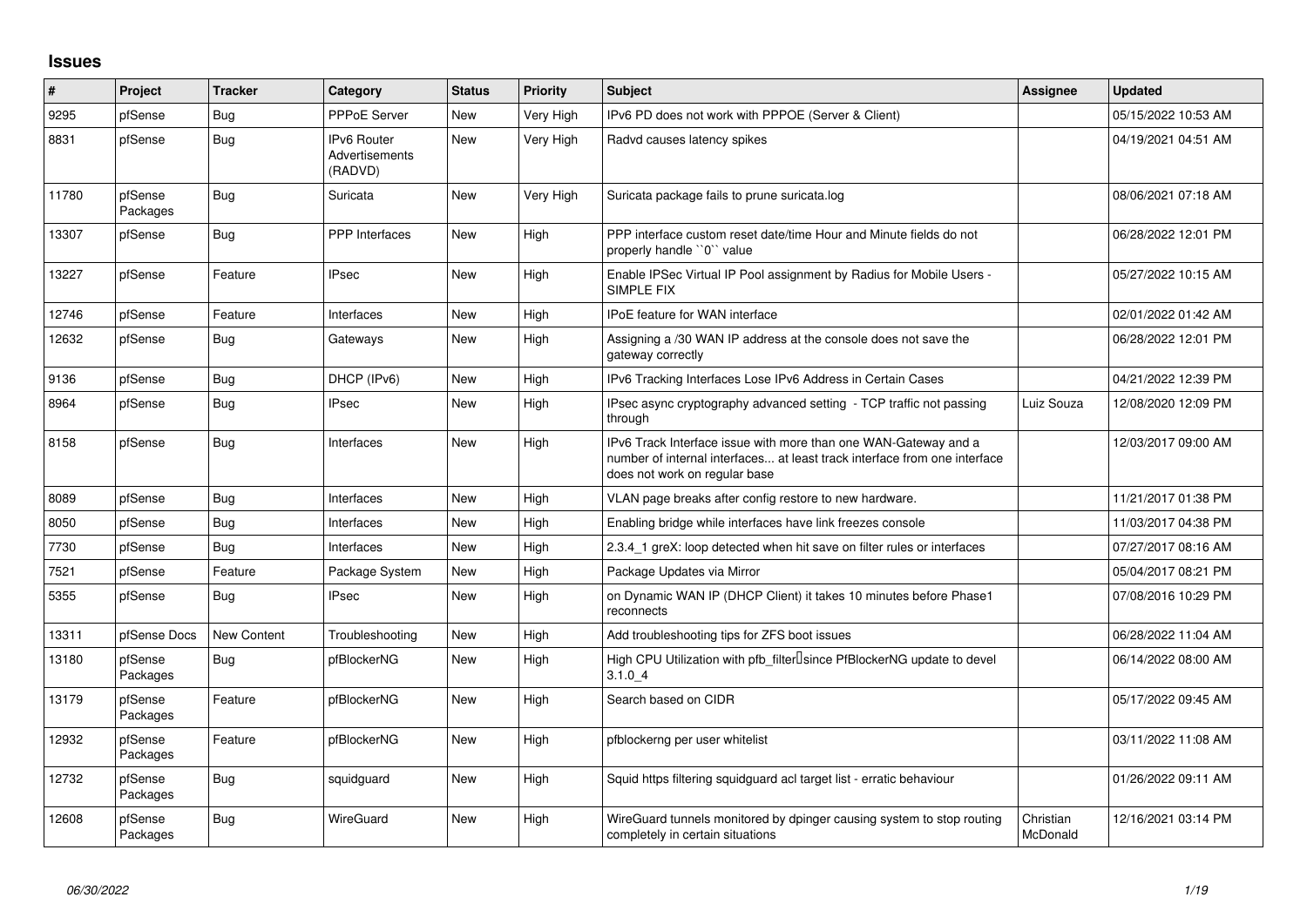# Issues

| # | Project | Tracker | Category | Status | Priority | Subject | Assignee | Updated |
|---|---|---|---|---|---|---|---|---|
| 9295 | pfSense | Bug | PPPoE Server | New | Very High | IPv6 PD does not work with PPPOE (Server & Client) | | 05/15/2022 10:53 AM |
| 8831 | pfSense | Bug | IPv6 Router Advertisements (RADVD) | New | Very High | Radvd causes latency spikes | | 04/19/2021 04:51 AM |
| 11780 | pfSense Packages | Bug | Suricata | New | Very High | Suricata package fails to prune suricata.log | | 08/06/2021 07:18 AM |
| 13307 | pfSense | Bug | PPP Interfaces | New | High | PPP interface custom reset date/time Hour and Minute fields do not properly handle ``0`` value | | 06/28/2022 12:01 PM |
| 13227 | pfSense | Feature | IPsec | New | High | Enable IPSec Virtual IP Pool assignment by Radius for Mobile Users - SIMPLE FIX | | 05/27/2022 10:15 AM |
| 12746 | pfSense | Feature | Interfaces | New | High | IPoE feature for WAN interface | | 02/01/2022 01:42 AM |
| 12632 | pfSense | Bug | Gateways | New | High | Assigning a /30 WAN IP address at the console does not save the gateway correctly | | 06/28/2022 12:01 PM |
| 9136 | pfSense | Bug | DHCP (IPv6) | New | High | IPv6 Tracking Interfaces Lose IPv6 Address in Certain Cases | | 04/21/2022 12:39 PM |
| 8964 | pfSense | Bug | IPsec | New | High | IPsec async cryptography advanced setting - TCP traffic not passing through | Luiz Souza | 12/08/2020 12:09 PM |
| 8158 | pfSense | Bug | Interfaces | New | High | IPv6 Track Interface issue with more than one WAN-Gateway and a number of internal interfaces... at least track interface from one interface does not work on regular base | | 12/03/2017 09:00 AM |
| 8089 | pfSense | Bug | Interfaces | New | High | VLAN page breaks after config restore to new hardware. | | 11/21/2017 01:38 PM |
| 8050 | pfSense | Bug | Interfaces | New | High | Enabling bridge while interfaces have link freezes console | | 11/03/2017 04:38 PM |
| 7730 | pfSense | Bug | Interfaces | New | High | 2.3.4_1 greX: loop detected when hit save on filter rules or interfaces | | 07/27/2017 08:16 AM |
| 7521 | pfSense | Feature | Package System | New | High | Package Updates via Mirror | | 05/04/2017 08:21 PM |
| 5355 | pfSense | Bug | IPsec | New | High | on Dynamic WAN IP (DHCP Client) it takes 10 minutes before Phase1 reconnects | | 07/08/2016 10:29 PM |
| 13311 | pfSense Docs | New Content | Troubleshooting | New | High | Add troubleshooting tips for ZFS boot issues | | 06/28/2022 11:04 AM |
| 13180 | pfSense Packages | Bug | pfBlockerNG | New | High | High CPU Utilization with pfb_filter since PfBlockerNG update to devel 3.1.0_4 | | 06/14/2022 08:00 AM |
| 13179 | pfSense Packages | Feature | pfBlockerNG | New | High | Search based on CIDR | | 05/17/2022 09:45 AM |
| 12932 | pfSense Packages | Feature | pfBlockerNG | New | High | pfblockerng per user whitelist | | 03/11/2022 11:08 AM |
| 12732 | pfSense Packages | Bug | squidguard | New | High | Squid https filtering squidguard acl target list - erratic behaviour | | 01/26/2022 09:11 AM |
| 12608 | pfSense Packages | Bug | WireGuard | New | High | WireGuard tunnels monitored by dpinger causing system to stop routing completely in certain situations | Christian McDonald | 12/16/2021 03:14 PM |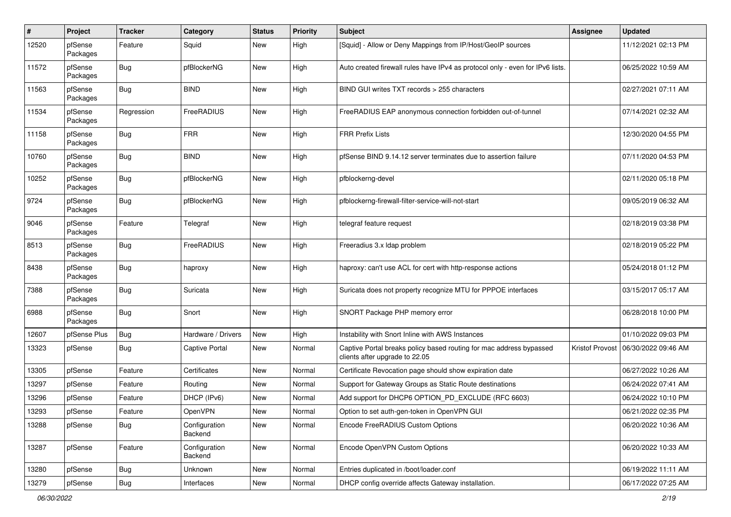| # | Project | Tracker | Category | Status | Priority | Subject | Assignee | Updated |
|---|---|---|---|---|---|---|---|---|
| 12520 | pfSense Packages | Feature | Squid | New | High | [Squid] - Allow or Deny Mappings from IP/Host/GeoIP sources | | 11/12/2021 02:13 PM |
| 11572 | pfSense Packages | Bug | pfBlockerNG | New | High | Auto created firewall rules have IPv4 as protocol only - even for IPv6 lists. | | 06/25/2022 10:59 AM |
| 11563 | pfSense Packages | Bug | BIND | New | High | BIND GUI writes TXT records > 255 characters | | 02/27/2021 07:11 AM |
| 11534 | pfSense Packages | Regression | FreeRADIUS | New | High | FreeRADIUS EAP anonymous connection forbidden out-of-tunnel | | 07/14/2021 02:32 AM |
| 11158 | pfSense Packages | Bug | FRR | New | High | FRR Prefix Lists | | 12/30/2020 04:55 PM |
| 10760 | pfSense Packages | Bug | BIND | New | High | pfSense BIND 9.14.12 server terminates due to assertion failure | | 07/11/2020 04:53 PM |
| 10252 | pfSense Packages | Bug | pfBlockerNG | New | High | pfblockerng-devel | | 02/11/2020 05:18 PM |
| 9724 | pfSense Packages | Bug | pfBlockerNG | New | High | pfblockerng-firewall-filter-service-will-not-start | | 09/05/2019 06:32 AM |
| 9046 | pfSense Packages | Feature | Telegraf | New | High | telegraf feature request | | 02/18/2019 03:38 PM |
| 8513 | pfSense Packages | Bug | FreeRADIUS | New | High | Freeradius 3.x ldap problem | | 02/18/2019 05:22 PM |
| 8438 | pfSense Packages | Bug | haproxy | New | High | haproxy: can't use ACL for cert with http-response actions | | 05/24/2018 01:12 PM |
| 7388 | pfSense Packages | Bug | Suricata | New | High | Suricata does not property recognize MTU for PPPOE interfaces | | 03/15/2017 05:17 AM |
| 6988 | pfSense Packages | Bug | Snort | New | High | SNORT Package PHP memory error | | 06/28/2018 10:00 PM |
| 12607 | pfSense Plus | Bug | Hardware / Drivers | New | High | Instability with Snort Inline with AWS Instances | | 01/10/2022 09:03 PM |
| 13323 | pfSense | Bug | Captive Portal | New | Normal | Captive Portal breaks policy based routing for mac address bypassed clients after upgrade to 22.05 | Kristof Provost | 06/30/2022 09:46 AM |
| 13305 | pfSense | Feature | Certificates | New | Normal | Certificate Revocation page should show expiration date | | 06/27/2022 10:26 AM |
| 13297 | pfSense | Feature | Routing | New | Normal | Support for Gateway Groups as Static Route destinations | | 06/24/2022 07:41 AM |
| 13296 | pfSense | Feature | DHCP (IPv6) | New | Normal | Add support for DHCP6 OPTION_PD_EXCLUDE (RFC 6603) | | 06/24/2022 10:10 PM |
| 13293 | pfSense | Feature | OpenVPN | New | Normal | Option to set auth-gen-token in OpenVPN GUI | | 06/21/2022 02:35 PM |
| 13288 | pfSense | Bug | Configuration Backend | New | Normal | Encode FreeRADIUS Custom Options | | 06/20/2022 10:36 AM |
| 13287 | pfSense | Feature | Configuration Backend | New | Normal | Encode OpenVPN Custom Options | | 06/20/2022 10:33 AM |
| 13280 | pfSense | Bug | Unknown | New | Normal | Entries duplicated in /boot/loader.conf | | 06/19/2022 11:11 AM |
| 13279 | pfSense | Bug | Interfaces | New | Normal | DHCP config override affects Gateway installation. | | 06/17/2022 07:25 AM |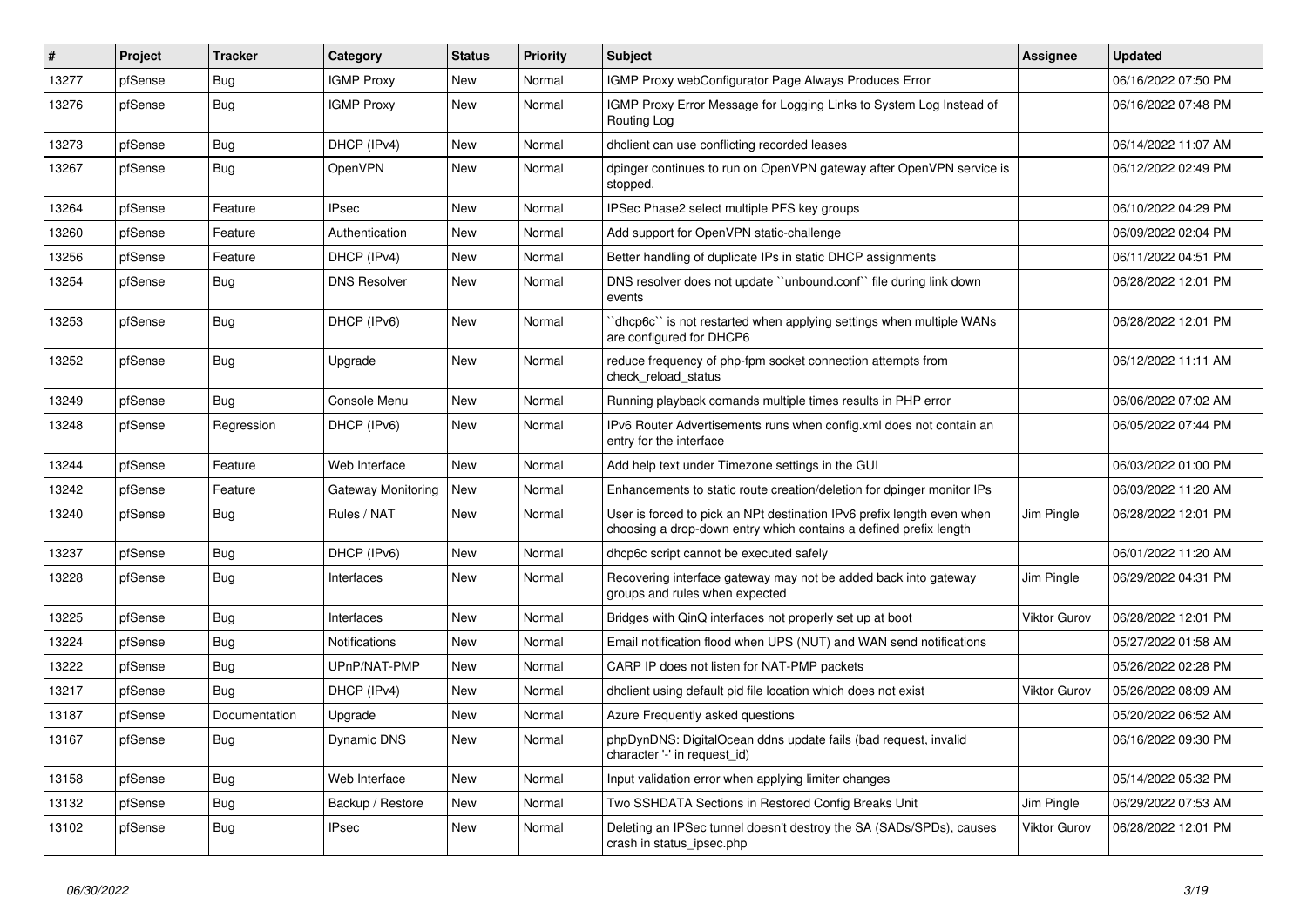| # | Project | Tracker | Category | Status | Priority | Subject | Assignee | Updated |
|---|---|---|---|---|---|---|---|---|
| 13277 | pfSense | Bug | IGMP Proxy | New | Normal | IGMP Proxy webConfigurator Page Always Produces Error | | 06/16/2022 07:50 PM |
| 13276 | pfSense | Bug | IGMP Proxy | New | Normal | IGMP Proxy Error Message for Logging Links to System Log Instead of Routing Log | | 06/16/2022 07:48 PM |
| 13273 | pfSense | Bug | DHCP (IPv4) | New | Normal | dhclient can use conflicting recorded leases | | 06/14/2022 11:07 AM |
| 13267 | pfSense | Bug | OpenVPN | New | Normal | dpinger continues to run on OpenVPN gateway after OpenVPN service is stopped. | | 06/12/2022 02:49 PM |
| 13264 | pfSense | Feature | IPsec | New | Normal | IPSec Phase2 select multiple PFS key groups | | 06/10/2022 04:29 PM |
| 13260 | pfSense | Feature | Authentication | New | Normal | Add support for OpenVPN static-challenge | | 06/09/2022 02:04 PM |
| 13256 | pfSense | Feature | DHCP (IPv4) | New | Normal | Better handling of duplicate IPs in static DHCP assignments | | 06/11/2022 04:51 PM |
| 13254 | pfSense | Bug | DNS Resolver | New | Normal | DNS resolver does not update ``unbound.conf`` file during link down events | | 06/28/2022 12:01 PM |
| 13253 | pfSense | Bug | DHCP (IPv6) | New | Normal | ``dhcp6c`` is not restarted when applying settings when multiple WANs are configured for DHCP6 | | 06/28/2022 12:01 PM |
| 13252 | pfSense | Bug | Upgrade | New | Normal | reduce frequency of php-fpm socket connection attempts from check_reload_status | | 06/12/2022 11:11 AM |
| 13249 | pfSense | Bug | Console Menu | New | Normal | Running playback comands multiple times results in PHP error | | 06/06/2022 07:02 AM |
| 13248 | pfSense | Regression | DHCP (IPv6) | New | Normal | IPv6 Router Advertisements runs when config.xml does not contain an entry for the interface | | 06/05/2022 07:44 PM |
| 13244 | pfSense | Feature | Web Interface | New | Normal | Add help text under Timezone settings in the GUI | | 06/03/2022 01:00 PM |
| 13242 | pfSense | Feature | Gateway Monitoring | New | Normal | Enhancements to static route creation/deletion for dpinger monitor IPs | | 06/03/2022 11:20 AM |
| 13240 | pfSense | Bug | Rules / NAT | New | Normal | User is forced to pick an NPt destination IPv6 prefix length even when choosing a drop-down entry which contains a defined prefix length | Jim Pingle | 06/28/2022 12:01 PM |
| 13237 | pfSense | Bug | DHCP (IPv6) | New | Normal | dhcp6c script cannot be executed safely | | 06/01/2022 11:20 AM |
| 13228 | pfSense | Bug | Interfaces | New | Normal | Recovering interface gateway may not be added back into gateway groups and rules when expected | Jim Pingle | 06/29/2022 04:31 PM |
| 13225 | pfSense | Bug | Interfaces | New | Normal | Bridges with QinQ interfaces not properly set up at boot | Viktor Gurov | 06/28/2022 12:01 PM |
| 13224 | pfSense | Bug | Notifications | New | Normal | Email notification flood when UPS (NUT) and WAN send notifications | | 05/27/2022 01:58 AM |
| 13222 | pfSense | Bug | UPnP/NAT-PMP | New | Normal | CARP IP does not listen for NAT-PMP packets | | 05/26/2022 02:28 PM |
| 13217 | pfSense | Bug | DHCP (IPv4) | New | Normal | dhclient using default pid file location which does not exist | Viktor Gurov | 05/26/2022 08:09 AM |
| 13187 | pfSense | Documentation | Upgrade | New | Normal | Azure Frequently asked questions | | 05/20/2022 06:52 AM |
| 13167 | pfSense | Bug | Dynamic DNS | New | Normal | phpDynDNS: DigitalOcean ddns update fails (bad request, invalid character '-' in request_id) | | 06/16/2022 09:30 PM |
| 13158 | pfSense | Bug | Web Interface | New | Normal | Input validation error when applying limiter changes | | 05/14/2022 05:32 PM |
| 13132 | pfSense | Bug | Backup / Restore | New | Normal | Two SSHDATA Sections in Restored Config Breaks Unit | Jim Pingle | 06/29/2022 07:53 AM |
| 13102 | pfSense | Bug | IPsec | New | Normal | Deleting an IPSec tunnel doesn't destroy the SA (SADs/SPDs), causes crash in status_ipsec.php | Viktor Gurov | 06/28/2022 12:01 PM |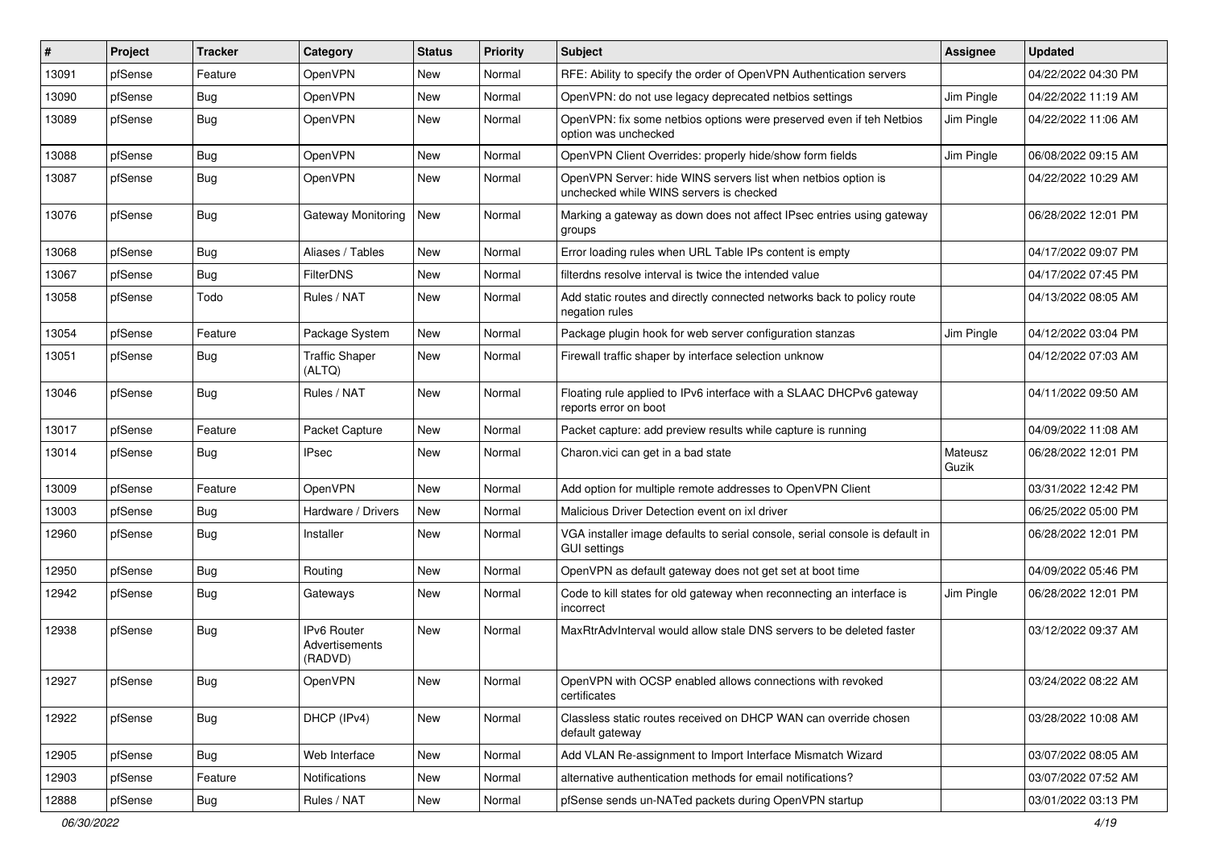| # | Project | Tracker | Category | Status | Priority | Subject | Assignee | Updated |
|---|---|---|---|---|---|---|---|---|
| 13091 | pfSense | Feature | OpenVPN | New | Normal | RFE: Ability to specify the order of OpenVPN Authentication servers | | 04/22/2022 04:30 PM |
| 13090 | pfSense | Bug | OpenVPN | New | Normal | OpenVPN: do not use legacy deprecated netbios settings | Jim Pingle | 04/22/2022 11:19 AM |
| 13089 | pfSense | Bug | OpenVPN | New | Normal | OpenVPN: fix some netbios options were preserved even if teh Netbios option was unchecked | Jim Pingle | 04/22/2022 11:06 AM |
| 13088 | pfSense | Bug | OpenVPN | New | Normal | OpenVPN Client Overrides: properly hide/show form fields | Jim Pingle | 06/08/2022 09:15 AM |
| 13087 | pfSense | Bug | OpenVPN | New | Normal | OpenVPN Server: hide WINS servers list when netbios option is unchecked while WINS servers is checked | | 04/22/2022 10:29 AM |
| 13076 | pfSense | Bug | Gateway Monitoring | New | Normal | Marking a gateway as down does not affect IPsec entries using gateway groups | | 06/28/2022 12:01 PM |
| 13068 | pfSense | Bug | Aliases / Tables | New | Normal | Error loading rules when URL Table IPs content is empty | | 04/17/2022 09:07 PM |
| 13067 | pfSense | Bug | FilterDNS | New | Normal | filterdns resolve interval is twice the intended value | | 04/17/2022 07:45 PM |
| 13058 | pfSense | Todo | Rules / NAT | New | Normal | Add static routes and directly connected networks back to policy route negation rules | | 04/13/2022 08:05 AM |
| 13054 | pfSense | Feature | Package System | New | Normal | Package plugin hook for web server configuration stanzas | Jim Pingle | 04/12/2022 03:04 PM |
| 13051 | pfSense | Bug | Traffic Shaper (ALTQ) | New | Normal | Firewall traffic shaper by interface selection unknow | | 04/12/2022 07:03 AM |
| 13046 | pfSense | Bug | Rules / NAT | New | Normal | Floating rule applied to IPv6 interface with a SLAAC DHCPv6 gateway reports error on boot | | 04/11/2022 09:50 AM |
| 13017 | pfSense | Feature | Packet Capture | New | Normal | Packet capture: add preview results while capture is running | | 04/09/2022 11:08 AM |
| 13014 | pfSense | Bug | IPsec | New | Normal | Charon.vici can get in a bad state | Mateusz Guzik | 06/28/2022 12:01 PM |
| 13009 | pfSense | Feature | OpenVPN | New | Normal | Add option for multiple remote addresses to OpenVPN Client | | 03/31/2022 12:42 PM |
| 13003 | pfSense | Bug | Hardware / Drivers | New | Normal | Malicious Driver Detection event on ixl driver | | 06/25/2022 05:00 PM |
| 12960 | pfSense | Bug | Installer | New | Normal | VGA installer image defaults to serial console, serial console is default in GUI settings | | 06/28/2022 12:01 PM |
| 12950 | pfSense | Bug | Routing | New | Normal | OpenVPN as default gateway does not get set at boot time | | 04/09/2022 05:46 PM |
| 12942 | pfSense | Bug | Gateways | New | Normal | Code to kill states for old gateway when reconnecting an interface is incorrect | Jim Pingle | 06/28/2022 12:01 PM |
| 12938 | pfSense | Bug | IPv6 Router Advertisements (RADVD) | New | Normal | MaxRtrAdvInterval would allow stale DNS servers to be deleted faster | | 03/12/2022 09:37 AM |
| 12927 | pfSense | Bug | OpenVPN | New | Normal | OpenVPN with OCSP enabled allows connections with revoked certificates | | 03/24/2022 08:22 AM |
| 12922 | pfSense | Bug | DHCP (IPv4) | New | Normal | Classless static routes received on DHCP WAN can override chosen default gateway | | 03/28/2022 10:08 AM |
| 12905 | pfSense | Bug | Web Interface | New | Normal | Add VLAN Re-assignment to Import Interface Mismatch Wizard | | 03/07/2022 08:05 AM |
| 12903 | pfSense | Feature | Notifications | New | Normal | alternative authentication methods for email notifications? | | 03/07/2022 07:52 AM |
| 12888 | pfSense | Bug | Rules / NAT | New | Normal | pfSense sends un-NATed packets during OpenVPN startup | | 03/01/2022 03:13 PM |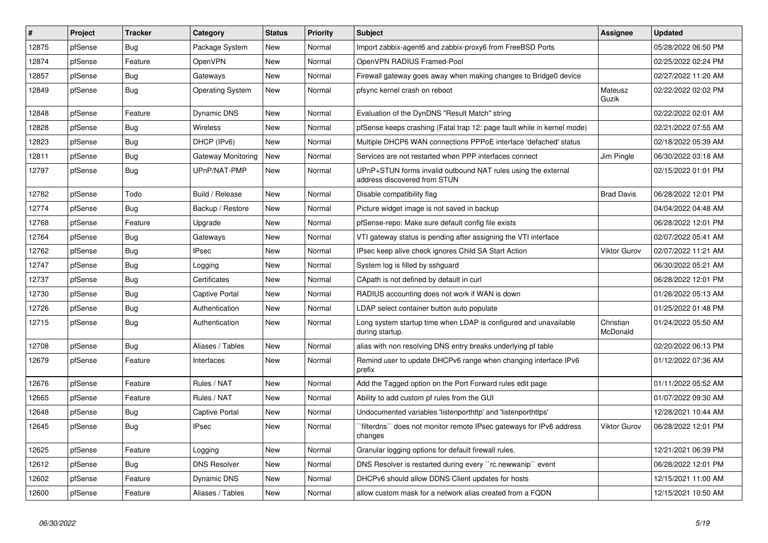| # | Project | Tracker | Category | Status | Priority | Subject | Assignee | Updated |
|---|---|---|---|---|---|---|---|---|
| 12875 | pfSense | Bug | Package System | New | Normal | Import zabbix-agent6 and zabbix-proxy6 from FreeBSD Ports | | 05/28/2022 06:50 PM |
| 12874 | pfSense | Feature | OpenVPN | New | Normal | OpenVPN RADIUS Framed-Pool | | 02/25/2022 02:24 PM |
| 12857 | pfSense | Bug | Gateways | New | Normal | Firewall gateway goes away when making changes to Bridge0 device | | 02/27/2022 11:20 AM |
| 12849 | pfSense | Bug | Operating System | New | Normal | pfsync kernel crash on reboot | Mateusz Guzik | 02/22/2022 02:02 PM |
| 12848 | pfSense | Feature | Dynamic DNS | New | Normal | Evaluation of the DynDNS "Result Match" string | | 02/22/2022 02:01 AM |
| 12828 | pfSense | Bug | Wireless | New | Normal | pfSense keeps crashing (Fatal trap 12: page fault while in kernel mode) | | 02/21/2022 07:55 AM |
| 12823 | pfSense | Bug | DHCP (IPv6) | New | Normal | Multiple DHCP6 WAN connections PPPoE interface 'defached' status | | 02/18/2022 05:39 AM |
| 12811 | pfSense | Bug | Gateway Monitoring | New | Normal | Services are not restarted when PPP interfaces connect | Jim Pingle | 06/30/2022 03:18 AM |
| 12797 | pfSense | Bug | UPnP/NAT-PMP | New | Normal | UPnP+STUN forms invalid outbound NAT rules using the external address discovered from STUN | | 02/15/2022 01:01 PM |
| 12782 | pfSense | Todo | Build / Release | New | Normal | Disable compatibility flag | Brad Davis | 06/28/2022 12:01 PM |
| 12774 | pfSense | Bug | Backup / Restore | New | Normal | Picture widget image is not saved in backup | | 04/04/2022 04:48 AM |
| 12768 | pfSense | Feature | Upgrade | New | Normal | pfSense-repo: Make sure default config file exists | | 06/28/2022 12:01 PM |
| 12764 | pfSense | Bug | Gateways | New | Normal | VTI gateway status is pending after assigning the VTI interface | | 02/07/2022 05:41 AM |
| 12762 | pfSense | Bug | IPsec | New | Normal | IPsec keep alive check ignores Child SA Start Action | Viktor Gurov | 02/07/2022 11:21 AM |
| 12747 | pfSense | Bug | Logging | New | Normal | System log is filled by sshguard | | 06/30/2022 05:21 AM |
| 12737 | pfSense | Bug | Certificates | New | Normal | CApath is not defined by default in curl | | 06/28/2022 12:01 PM |
| 12730 | pfSense | Bug | Captive Portal | New | Normal | RADIUS accounting does not work if WAN is down | | 01/26/2022 05:13 AM |
| 12726 | pfSense | Bug | Authentication | New | Normal | LDAP select container button auto populate | | 01/25/2022 01:48 PM |
| 12715 | pfSense | Bug | Authentication | New | Normal | Long system startup time when LDAP is configured and unavailable during startup. | Christian McDonald | 01/24/2022 05:50 AM |
| 12708 | pfSense | Bug | Aliases / Tables | New | Normal | alias with non resolving DNS entry breaks underlying pf table | | 02/20/2022 06:13 PM |
| 12679 | pfSense | Feature | Interfaces | New | Normal | Remind user to update DHCPv6 range when changing interface IPv6 prefix | | 01/12/2022 07:36 AM |
| 12676 | pfSense | Feature | Rules / NAT | New | Normal | Add the Tagged option on the Port Forward rules edit page | | 01/11/2022 05:52 AM |
| 12665 | pfSense | Feature | Rules / NAT | New | Normal | Ability to add custom pf rules from the GUI | | 01/07/2022 09:30 AM |
| 12648 | pfSense | Bug | Captive Portal | New | Normal | Undocumented variables 'listenporthttp' and 'listenporthttps' | | 12/28/2021 10:44 AM |
| 12645 | pfSense | Bug | IPsec | New | Normal | ``filterdns`` does not monitor remote IPsec gateways for IPv6 address changes | Viktor Gurov | 06/28/2022 12:01 PM |
| 12625 | pfSense | Feature | Logging | New | Normal | Granular logging options for default firewall rules. | | 12/21/2021 06:39 PM |
| 12612 | pfSense | Bug | DNS Resolver | New | Normal | DNS Resolver is restarted during every ``rc.newwanip`` event | | 06/28/2022 12:01 PM |
| 12602 | pfSense | Feature | Dynamic DNS | New | Normal | DHCPv6 should allow DDNS Client updates for hosts | | 12/15/2021 11:00 AM |
| 12600 | pfSense | Feature | Aliases / Tables | New | Normal | allow custom mask for a network alias created from a FQDN | | 12/15/2021 10:50 AM |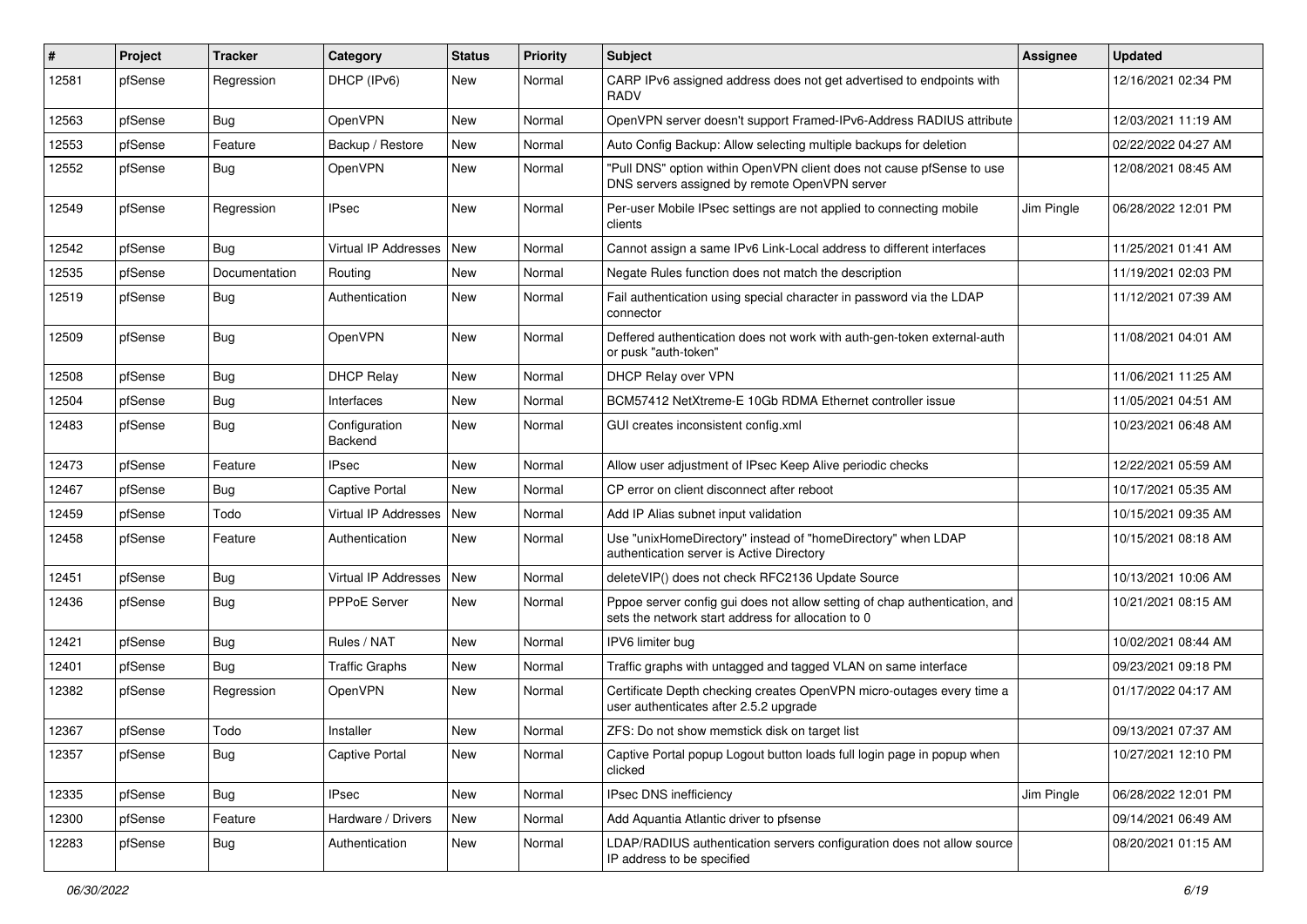| # | Project | Tracker | Category | Status | Priority | Subject | Assignee | Updated |
|---|---|---|---|---|---|---|---|---|
| 12581 | pfSense | Regression | DHCP (IPv6) | New | Normal | CARP IPv6 assigned address does not get advertised to endpoints with RADV | | 12/16/2021 02:34 PM |
| 12563 | pfSense | Bug | OpenVPN | New | Normal | OpenVPN server doesn't support Framed-IPv6-Address RADIUS attribute | | 12/03/2021 11:19 AM |
| 12553 | pfSense | Feature | Backup / Restore | New | Normal | Auto Config Backup: Allow selecting multiple backups for deletion | | 02/22/2022 04:27 AM |
| 12552 | pfSense | Bug | OpenVPN | New | Normal | "Pull DNS" option within OpenVPN client does not cause pfSense to use DNS servers assigned by remote OpenVPN server | | 12/08/2021 08:45 AM |
| 12549 | pfSense | Regression | IPsec | New | Normal | Per-user Mobile IPsec settings are not applied to connecting mobile clients | Jim Pingle | 06/28/2022 12:01 PM |
| 12542 | pfSense | Bug | Virtual IP Addresses | New | Normal | Cannot assign a same IPv6 Link-Local address to different interfaces | | 11/25/2021 01:41 AM |
| 12535 | pfSense | Documentation | Routing | New | Normal | Negate Rules function does not match the description | | 11/19/2021 02:03 PM |
| 12519 | pfSense | Bug | Authentication | New | Normal | Fail authentication using special character in password via the LDAP connector | | 11/12/2021 07:39 AM |
| 12509 | pfSense | Bug | OpenVPN | New | Normal | Deffered authentication does not work with auth-gen-token external-auth or pusk "auth-token" | | 11/08/2021 04:01 AM |
| 12508 | pfSense | Bug | DHCP Relay | New | Normal | DHCP Relay over VPN | | 11/06/2021 11:25 AM |
| 12504 | pfSense | Bug | Interfaces | New | Normal | BCM57412 NetXtreme-E 10Gb RDMA Ethernet controller issue | | 11/05/2021 04:51 AM |
| 12483 | pfSense | Bug | Configuration Backend | New | Normal | GUI creates inconsistent config.xml | | 10/23/2021 06:48 AM |
| 12473 | pfSense | Feature | IPsec | New | Normal | Allow user adjustment of IPsec Keep Alive periodic checks | | 12/22/2021 05:59 AM |
| 12467 | pfSense | Bug | Captive Portal | New | Normal | CP error on client disconnect after reboot | | 10/17/2021 05:35 AM |
| 12459 | pfSense | Todo | Virtual IP Addresses | New | Normal | Add IP Alias subnet input validation | | 10/15/2021 09:35 AM |
| 12458 | pfSense | Feature | Authentication | New | Normal | Use "unixHomeDirectory" instead of "homeDirectory" when LDAP authentication server is Active Directory | | 10/15/2021 08:18 AM |
| 12451 | pfSense | Bug | Virtual IP Addresses | New | Normal | deleteVIP() does not check RFC2136 Update Source | | 10/13/2021 10:06 AM |
| 12436 | pfSense | Bug | PPPoE Server | New | Normal | Pppoe server config gui does not allow setting of chap authentication, and sets the network start address for allocation to 0 | | 10/21/2021 08:15 AM |
| 12421 | pfSense | Bug | Rules / NAT | New | Normal | IPV6 limiter bug | | 10/02/2021 08:44 AM |
| 12401 | pfSense | Bug | Traffic Graphs | New | Normal | Traffic graphs with untagged and tagged VLAN on same interface | | 09/23/2021 09:18 PM |
| 12382 | pfSense | Regression | OpenVPN | New | Normal | Certificate Depth checking creates OpenVPN micro-outages every time a user authenticates after 2.5.2 upgrade | | 01/17/2022 04:17 AM |
| 12367 | pfSense | Todo | Installer | New | Normal | ZFS: Do not show memstick disk on target list | | 09/13/2021 07:37 AM |
| 12357 | pfSense | Bug | Captive Portal | New | Normal | Captive Portal popup Logout button loads full login page in popup when clicked | | 10/27/2021 12:10 PM |
| 12335 | pfSense | Bug | IPsec | New | Normal | IPsec DNS inefficiency | Jim Pingle | 06/28/2022 12:01 PM |
| 12300 | pfSense | Feature | Hardware / Drivers | New | Normal | Add Aquantia Atlantic driver to pfsense | | 09/14/2021 06:49 AM |
| 12283 | pfSense | Bug | Authentication | New | Normal | LDAP/RADIUS authentication servers configuration does not allow source IP address to be specified | | 08/20/2021 01:15 AM |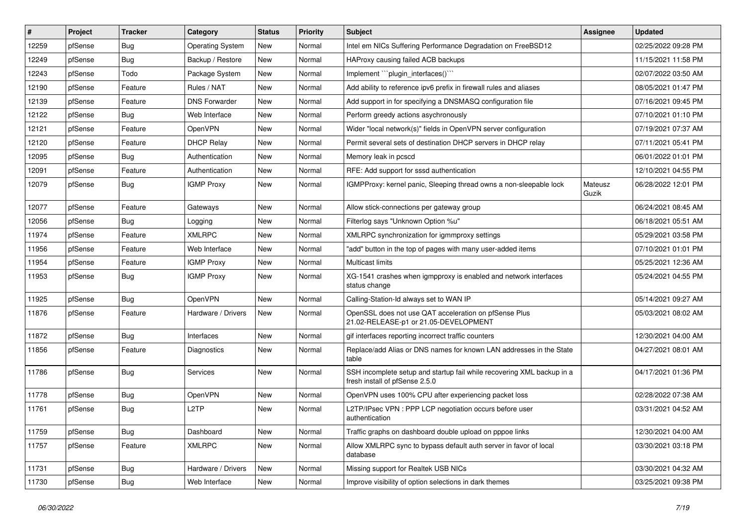| # | Project | Tracker | Category | Status | Priority | Subject | Assignee | Updated |
|---|---|---|---|---|---|---|---|---|
| 12259 | pfSense | Bug | Operating System | New | Normal | Intel em NICs Suffering Performance Degradation on FreeBSD12 | | 02/25/2022 09:28 PM |
| 12249 | pfSense | Bug | Backup / Restore | New | Normal | HAProxy causing failed ACB backups | | 11/15/2021 11:58 PM |
| 12243 | pfSense | Todo | Package System | New | Normal | Implement ```plugin_interfaces()``` | | 02/07/2022 03:50 AM |
| 12190 | pfSense | Feature | Rules / NAT | New | Normal | Add ability to reference ipv6 prefix in firewall rules and aliases | | 08/05/2021 01:47 PM |
| 12139 | pfSense | Feature | DNS Forwarder | New | Normal | Add support in for specifying a DNSMASQ configuration file | | 07/16/2021 09:45 PM |
| 12122 | pfSense | Bug | Web Interface | New | Normal | Perform greedy actions asychronously | | 07/10/2021 01:10 PM |
| 12121 | pfSense | Feature | OpenVPN | New | Normal | Wider "local network(s)" fields in OpenVPN server configuration | | 07/19/2021 07:37 AM |
| 12120 | pfSense | Feature | DHCP Relay | New | Normal | Permit several sets of destination DHCP servers in DHCP relay | | 07/11/2021 05:41 PM |
| 12095 | pfSense | Bug | Authentication | New | Normal | Memory leak in pcscd | | 06/01/2022 01:01 PM |
| 12091 | pfSense | Feature | Authentication | New | Normal | RFE: Add support for sssd authentication | | 12/10/2021 04:55 PM |
| 12079 | pfSense | Bug | IGMP Proxy | New | Normal | IGMPProxy: kernel panic, Sleeping thread owns a non-sleepable lock | Mateusz Guzik | 06/28/2022 12:01 PM |
| 12077 | pfSense | Feature | Gateways | New | Normal | Allow stick-connections per gateway group | | 06/24/2021 08:45 AM |
| 12056 | pfSense | Bug | Logging | New | Normal | Filterlog says "Unknown Option %u" | | 06/18/2021 05:51 AM |
| 11974 | pfSense | Feature | XMLRPC | New | Normal | XMLRPC synchronization for igmmproxy settings | | 05/29/2021 03:58 PM |
| 11956 | pfSense | Feature | Web Interface | New | Normal | "add" button in the top of pages with many user-added items | | 07/10/2021 01:01 PM |
| 11954 | pfSense | Feature | IGMP Proxy | New | Normal | Multicast limits | | 05/25/2021 12:36 AM |
| 11953 | pfSense | Bug | IGMP Proxy | New | Normal | XG-1541 crashes when igmpproxy is enabled and network interfaces status change | | 05/24/2021 04:55 PM |
| 11925 | pfSense | Bug | OpenVPN | New | Normal | Calling-Station-Id always set to WAN IP | | 05/14/2021 09:27 AM |
| 11876 | pfSense | Feature | Hardware / Drivers | New | Normal | OpenSSL does not use QAT acceleration on pfSense Plus 21.02-RELEASE-p1 or 21.05-DEVELOPMENT | | 05/03/2021 08:02 AM |
| 11872 | pfSense | Bug | Interfaces | New | Normal | gif interfaces reporting incorrect traffic counters | | 12/30/2021 04:00 AM |
| 11856 | pfSense | Feature | Diagnostics | New | Normal | Replace/add Alias or DNS names for known LAN addresses in the State table | | 04/27/2021 08:01 AM |
| 11786 | pfSense | Bug | Services | New | Normal | SSH incomplete setup and startup fail while recovering XML backup in a fresh install of pfSense 2.5.0 | | 04/17/2021 01:36 PM |
| 11778 | pfSense | Bug | OpenVPN | New | Normal | OpenVPN uses 100% CPU after experiencing packet loss | | 02/28/2022 07:38 AM |
| 11761 | pfSense | Bug | L2TP | New | Normal | L2TP/IPsec VPN : PPP LCP negotiation occurs before user authentication | | 03/31/2021 04:52 AM |
| 11759 | pfSense | Bug | Dashboard | New | Normal | Traffic graphs on dashboard double upload on pppoe links | | 12/30/2021 04:00 AM |
| 11757 | pfSense | Feature | XMLRPC | New | Normal | Allow XMLRPC sync to bypass default auth server in favor of local database | | 03/30/2021 03:18 PM |
| 11731 | pfSense | Bug | Hardware / Drivers | New | Normal | Missing support for Realtek USB NICs | | 03/30/2021 04:32 AM |
| 11730 | pfSense | Bug | Web Interface | New | Normal | Improve visibility of option selections in dark themes | | 03/25/2021 09:38 PM |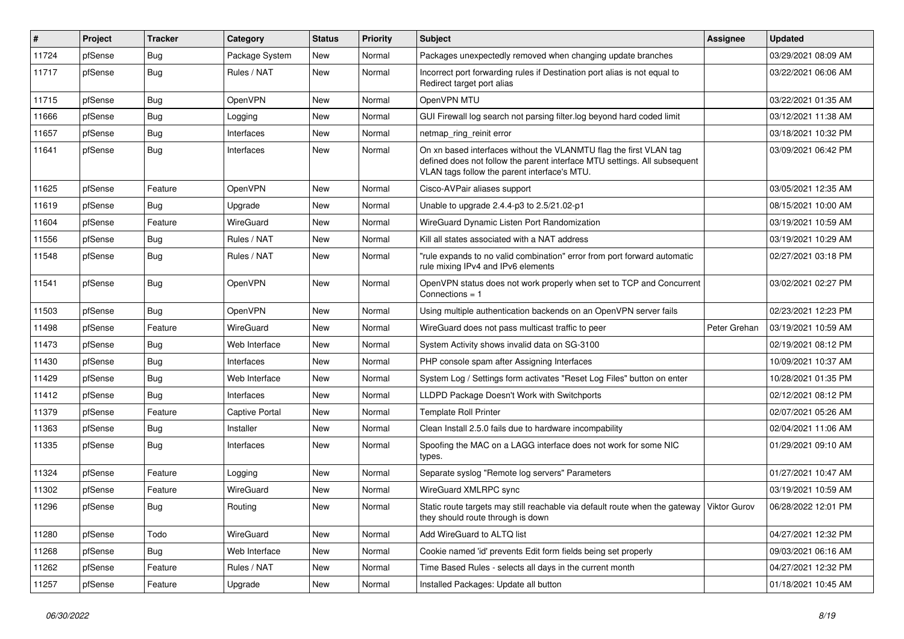| # | Project | Tracker | Category | Status | Priority | Subject | Assignee | Updated |
|---|---|---|---|---|---|---|---|---|
| 11724 | pfSense | Bug | Package System | New | Normal | Packages unexpectedly removed when changing update branches | | 03/29/2021 08:09 AM |
| 11717 | pfSense | Bug | Rules / NAT | New | Normal | Incorrect port forwarding rules if Destination port alias is not equal to Redirect target port alias | | 03/22/2021 06:06 AM |
| 11715 | pfSense | Bug | OpenVPN | New | Normal | OpenVPN MTU | | 03/22/2021 01:35 AM |
| 11666 | pfSense | Bug | Logging | New | Normal | GUI Firewall log search not parsing filter.log beyond hard coded limit | | 03/12/2021 11:38 AM |
| 11657 | pfSense | Bug | Interfaces | New | Normal | netmap_ring_reinit error | | 03/18/2021 10:32 PM |
| 11641 | pfSense | Bug | Interfaces | New | Normal | On xn based interfaces without the VLANMTU flag the first VLAN tag defined does not follow the parent interface MTU settings. All subsequent VLAN tags follow the parent interface's MTU. | | 03/09/2021 06:42 PM |
| 11625 | pfSense | Feature | OpenVPN | New | Normal | Cisco-AVPair aliases support | | 03/05/2021 12:35 AM |
| 11619 | pfSense | Bug | Upgrade | New | Normal | Unable to upgrade 2.4.4-p3 to 2.5/21.02-p1 | | 08/15/2021 10:00 AM |
| 11604 | pfSense | Feature | WireGuard | New | Normal | WireGuard Dynamic Listen Port Randomization | | 03/19/2021 10:59 AM |
| 11556 | pfSense | Bug | Rules / NAT | New | Normal | Kill all states associated with a NAT address | | 03/19/2021 10:29 AM |
| 11548 | pfSense | Bug | Rules / NAT | New | Normal | "rule expands to no valid combination" error from port forward automatic rule mixing IPv4 and IPv6 elements | | 02/27/2021 03:18 PM |
| 11541 | pfSense | Bug | OpenVPN | New | Normal | OpenVPN status does not work properly when set to TCP and Concurrent Connections = 1 | | 03/02/2021 02:27 PM |
| 11503 | pfSense | Bug | OpenVPN | New | Normal | Using multiple authentication backends on an OpenVPN server fails | | 02/23/2021 12:23 PM |
| 11498 | pfSense | Feature | WireGuard | New | Normal | WireGuard does not pass multicast traffic to peer | Peter Grehan | 03/19/2021 10:59 AM |
| 11473 | pfSense | Bug | Web Interface | New | Normal | System Activity shows invalid data on SG-3100 | | 02/19/2021 08:12 PM |
| 11430 | pfSense | Bug | Interfaces | New | Normal | PHP console spam after Assigning Interfaces | | 10/09/2021 10:37 AM |
| 11429 | pfSense | Bug | Web Interface | New | Normal | System Log / Settings form activates "Reset Log Files" button on enter | | 10/28/2021 01:35 PM |
| 11412 | pfSense | Bug | Interfaces | New | Normal | LLDPD Package Doesn't Work with Switchports | | 02/12/2021 08:12 PM |
| 11379 | pfSense | Feature | Captive Portal | New | Normal | Template Roll Printer | | 02/07/2021 05:26 AM |
| 11363 | pfSense | Bug | Installer | New | Normal | Clean Install 2.5.0 fails due to hardware incompability | | 02/04/2021 11:06 AM |
| 11335 | pfSense | Bug | Interfaces | New | Normal | Spoofing the MAC on a LAGG interface does not work for some NIC types. | | 01/29/2021 09:10 AM |
| 11324 | pfSense | Feature | Logging | New | Normal | Separate syslog "Remote log servers" Parameters | | 01/27/2021 10:47 AM |
| 11302 | pfSense | Feature | WireGuard | New | Normal | WireGuard XMLRPC sync | | 03/19/2021 10:59 AM |
| 11296 | pfSense | Bug | Routing | New | Normal | Static route targets may still reachable via default route when the gateway they should route through is down | Viktor Gurov | 06/28/2022 12:01 PM |
| 11280 | pfSense | Todo | WireGuard | New | Normal | Add WireGuard to ALTQ list | | 04/27/2021 12:32 PM |
| 11268 | pfSense | Bug | Web Interface | New | Normal | Cookie named 'id' prevents Edit form fields being set properly | | 09/03/2021 06:16 AM |
| 11262 | pfSense | Feature | Rules / NAT | New | Normal | Time Based Rules - selects all days in the current month | | 04/27/2021 12:32 PM |
| 11257 | pfSense | Feature | Upgrade | New | Normal | Installed Packages: Update all button | | 01/18/2021 10:45 AM |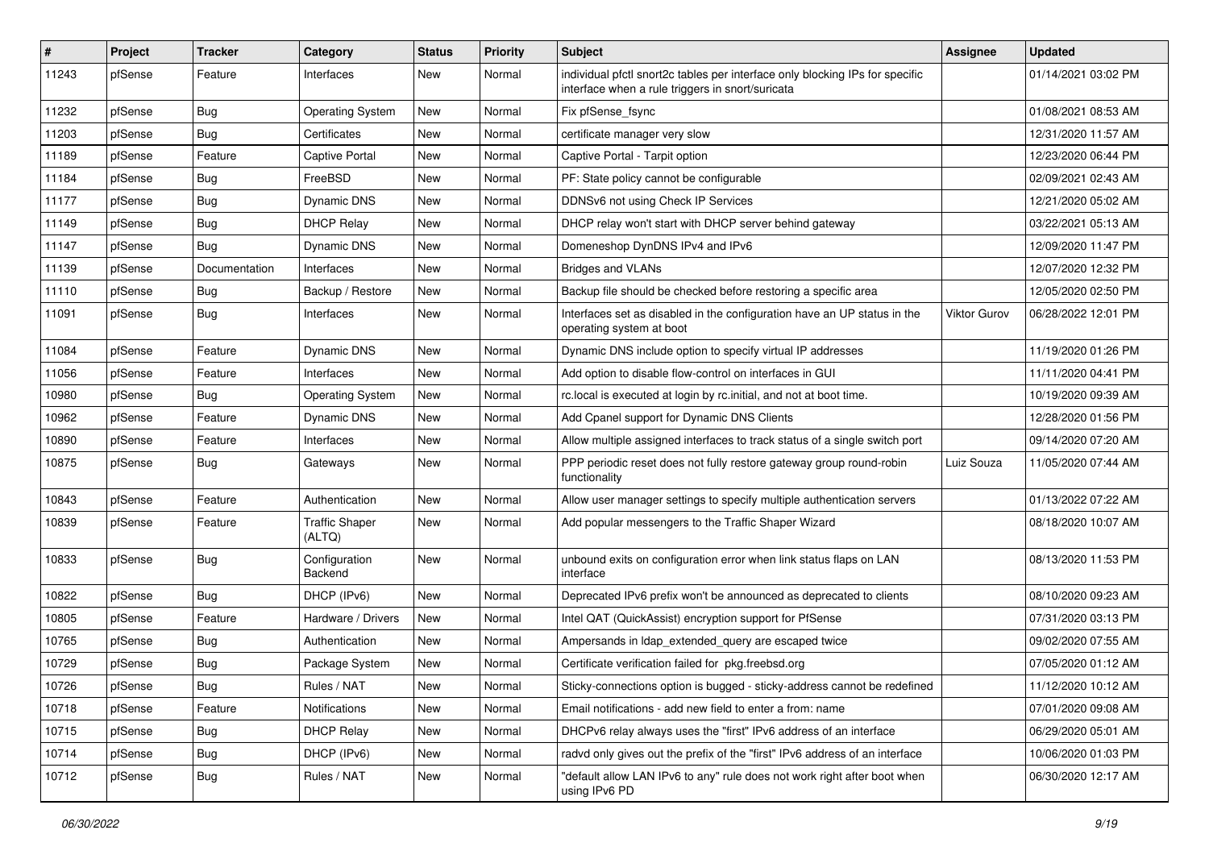| # | Project | Tracker | Category | Status | Priority | Subject | Assignee | Updated |
|---|---|---|---|---|---|---|---|---|
| 11243 | pfSense | Feature | Interfaces | New | Normal | individual pfctl snort2c tables per interface only blocking IPs for specific interface when a rule triggers in snort/suricata | | 01/14/2021 03:02 PM |
| 11232 | pfSense | Bug | Operating System | New | Normal | Fix pfSense_fsync | | 01/08/2021 08:53 AM |
| 11203 | pfSense | Bug | Certificates | New | Normal | certificate manager very slow | | 12/31/2020 11:57 AM |
| 11189 | pfSense | Feature | Captive Portal | New | Normal | Captive Portal - Tarpit option | | 12/23/2020 06:44 PM |
| 11184 | pfSense | Bug | FreeBSD | New | Normal | PF: State policy cannot be configurable | | 02/09/2021 02:43 AM |
| 11177 | pfSense | Bug | Dynamic DNS | New | Normal | DDNSv6 not using Check IP Services | | 12/21/2020 05:02 AM |
| 11149 | pfSense | Bug | DHCP Relay | New | Normal | DHCP relay won't start with DHCP server behind gateway | | 03/22/2021 05:13 AM |
| 11147 | pfSense | Bug | Dynamic DNS | New | Normal | Domeneshop DynDNS IPv4 and IPv6 | | 12/09/2020 11:47 PM |
| 11139 | pfSense | Documentation | Interfaces | New | Normal | Bridges and VLANs | | 12/07/2020 12:32 PM |
| 11110 | pfSense | Bug | Backup / Restore | New | Normal | Backup file should be checked before restoring a specific area | | 12/05/2020 02:50 PM |
| 11091 | pfSense | Bug | Interfaces | New | Normal | Interfaces set as disabled in the configuration have an UP status in the operating system at boot | Viktor Gurov | 06/28/2022 12:01 PM |
| 11084 | pfSense | Feature | Dynamic DNS | New | Normal | Dynamic DNS include option to specify virtual IP addresses | | 11/19/2020 01:26 PM |
| 11056 | pfSense | Feature | Interfaces | New | Normal | Add option to disable flow-control on interfaces in GUI | | 11/11/2020 04:41 PM |
| 10980 | pfSense | Bug | Operating System | New | Normal | rc.local is executed at login by rc.initial, and not at boot time. | | 10/19/2020 09:39 AM |
| 10962 | pfSense | Feature | Dynamic DNS | New | Normal | Add Cpanel support for Dynamic DNS Clients | | 12/28/2020 01:56 PM |
| 10890 | pfSense | Feature | Interfaces | New | Normal | Allow multiple assigned interfaces to track status of a single switch port | | 09/14/2020 07:20 AM |
| 10875 | pfSense | Bug | Gateways | New | Normal | PPP periodic reset does not fully restore gateway group round-robin functionality | Luiz Souza | 11/05/2020 07:44 AM |
| 10843 | pfSense | Feature | Authentication | New | Normal | Allow user manager settings to specify multiple authentication servers | | 01/13/2022 07:22 AM |
| 10839 | pfSense | Feature | Traffic Shaper (ALTQ) | New | Normal | Add popular messengers to the Traffic Shaper Wizard | | 08/18/2020 10:07 AM |
| 10833 | pfSense | Bug | Configuration Backend | New | Normal | unbound exits on configuration error when link status flaps on LAN interface | | 08/13/2020 11:53 PM |
| 10822 | pfSense | Bug | DHCP (IPv6) | New | Normal | Deprecated IPv6 prefix won't be announced as deprecated to clients | | 08/10/2020 09:23 AM |
| 10805 | pfSense | Feature | Hardware / Drivers | New | Normal | Intel QAT (QuickAssist) encryption support for PfSense | | 07/31/2020 03:13 PM |
| 10765 | pfSense | Bug | Authentication | New | Normal | Ampersands in ldap_extended_query are escaped twice | | 09/02/2020 07:55 AM |
| 10729 | pfSense | Bug | Package System | New | Normal | Certificate verification failed for pkg.freebsd.org | | 07/05/2020 01:12 AM |
| 10726 | pfSense | Bug | Rules / NAT | New | Normal | Sticky-connections option is bugged - sticky-address cannot be redefined | | 11/12/2020 10:12 AM |
| 10718 | pfSense | Feature | Notifications | New | Normal | Email notifications - add new field to enter a from: name | | 07/01/2020 09:08 AM |
| 10715 | pfSense | Bug | DHCP Relay | New | Normal | DHCPv6 relay always uses the "first" IPv6 address of an interface | | 06/29/2020 05:01 AM |
| 10714 | pfSense | Bug | DHCP (IPv6) | New | Normal | radvd only gives out the prefix of the "first" IPv6 address of an interface | | 10/06/2020 01:03 PM |
| 10712 | pfSense | Bug | Rules / NAT | New | Normal | "default allow LAN IPv6 to any" rule does not work right after boot when using IPv6 PD | | 06/30/2020 12:17 AM |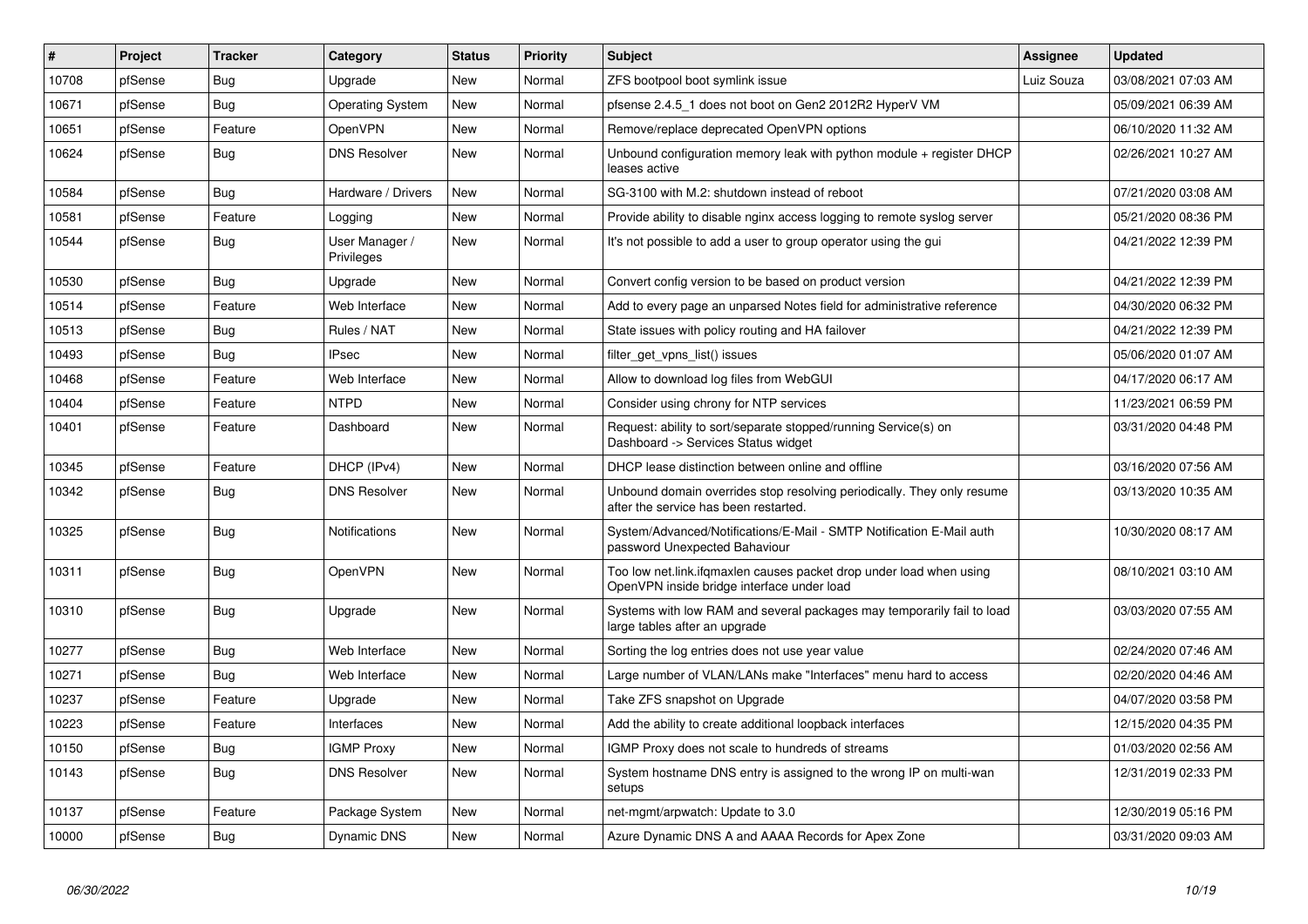| # | Project | Tracker | Category | Status | Priority | Subject | Assignee | Updated |
|---|---|---|---|---|---|---|---|---|
| 10708 | pfSense | Bug | Upgrade | New | Normal | ZFS bootpool boot symlink issue | Luiz Souza | 03/08/2021 07:03 AM |
| 10671 | pfSense | Bug | Operating System | New | Normal | pfsense 2.4.5_1 does not boot on Gen2 2012R2 HyperV VM | | 05/09/2021 06:39 AM |
| 10651 | pfSense | Feature | OpenVPN | New | Normal | Remove/replace deprecated OpenVPN options | | 06/10/2020 11:32 AM |
| 10624 | pfSense | Bug | DNS Resolver | New | Normal | Unbound configuration memory leak with python module + register DHCP leases active | | 02/26/2021 10:27 AM |
| 10584 | pfSense | Bug | Hardware / Drivers | New | Normal | SG-3100 with M.2: shutdown instead of reboot | | 07/21/2020 03:08 AM |
| 10581 | pfSense | Feature | Logging | New | Normal | Provide ability to disable nginx access logging to remote syslog server | | 05/21/2020 08:36 PM |
| 10544 | pfSense | Bug | User Manager / Privileges | New | Normal | It's not possible to add a user to group operator using the gui | | 04/21/2022 12:39 PM |
| 10530 | pfSense | Bug | Upgrade | New | Normal | Convert config version to be based on product version | | 04/21/2022 12:39 PM |
| 10514 | pfSense | Feature | Web Interface | New | Normal | Add to every page an unparsed Notes field for administrative reference | | 04/30/2020 06:32 PM |
| 10513 | pfSense | Bug | Rules / NAT | New | Normal | State issues with policy routing and HA failover | | 04/21/2022 12:39 PM |
| 10493 | pfSense | Bug | IPsec | New | Normal | filter_get_vpns_list() issues | | 05/06/2020 01:07 AM |
| 10468 | pfSense | Feature | Web Interface | New | Normal | Allow to download log files from WebGUI | | 04/17/2020 06:17 AM |
| 10404 | pfSense | Feature | NTPD | New | Normal | Consider using chrony for NTP services | | 11/23/2021 06:59 PM |
| 10401 | pfSense | Feature | Dashboard | New | Normal | Request: ability to sort/separate stopped/running Service(s) on Dashboard -> Services Status widget | | 03/31/2020 04:48 PM |
| 10345 | pfSense | Feature | DHCP (IPv4) | New | Normal | DHCP lease distinction between online and offline | | 03/16/2020 07:56 AM |
| 10342 | pfSense | Bug | DNS Resolver | New | Normal | Unbound domain overrides stop resolving periodically. They only resume after the service has been restarted. | | 03/13/2020 10:35 AM |
| 10325 | pfSense | Bug | Notifications | New | Normal | System/Advanced/Notifications/E-Mail - SMTP Notification E-Mail auth password Unexpected Bahaviour | | 10/30/2020 08:17 AM |
| 10311 | pfSense | Bug | OpenVPN | New | Normal | Too low net.link.ifqmaxlen causes packet drop under load when using OpenVPN inside bridge interface under load | | 08/10/2021 03:10 AM |
| 10310 | pfSense | Bug | Upgrade | New | Normal | Systems with low RAM and several packages may temporarily fail to load large tables after an upgrade | | 03/03/2020 07:55 AM |
| 10277 | pfSense | Bug | Web Interface | New | Normal | Sorting the log entries does not use year value | | 02/24/2020 07:46 AM |
| 10271 | pfSense | Bug | Web Interface | New | Normal | Large number of VLAN/LANs make "Interfaces" menu hard to access | | 02/20/2020 04:46 AM |
| 10237 | pfSense | Feature | Upgrade | New | Normal | Take ZFS snapshot on Upgrade | | 04/07/2020 03:58 PM |
| 10223 | pfSense | Feature | Interfaces | New | Normal | Add the ability to create additional loopback interfaces | | 12/15/2020 04:35 PM |
| 10150 | pfSense | Bug | IGMP Proxy | New | Normal | IGMP Proxy does not scale to hundreds of streams | | 01/03/2020 02:56 AM |
| 10143 | pfSense | Bug | DNS Resolver | New | Normal | System hostname DNS entry is assigned to the wrong IP on multi-wan setups | | 12/31/2019 02:33 PM |
| 10137 | pfSense | Feature | Package System | New | Normal | net-mgmt/arpwatch: Update to 3.0 | | 12/30/2019 05:16 PM |
| 10000 | pfSense | Bug | Dynamic DNS | New | Normal | Azure Dynamic DNS A and AAAA Records for Apex Zone | | 03/31/2020 09:03 AM |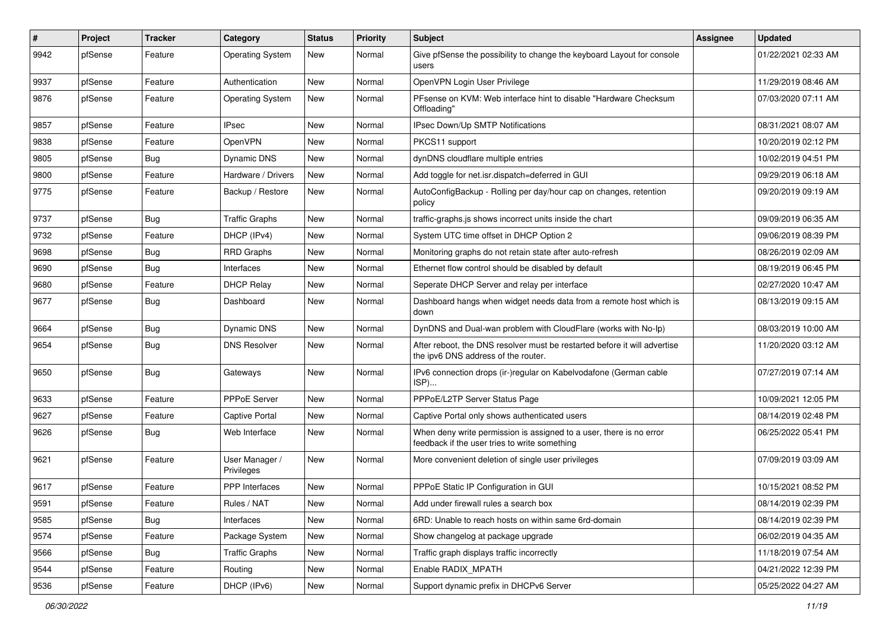| # | Project | Tracker | Category | Status | Priority | Subject | Assignee | Updated |
|---|---|---|---|---|---|---|---|---|
| 9942 | pfSense | Feature | Operating System | New | Normal | Give pfSense the possibility to change the keyboard Layout for console users | | 01/22/2021 02:33 AM |
| 9937 | pfSense | Feature | Authentication | New | Normal | OpenVPN Login User Privilege | | 11/29/2019 08:46 AM |
| 9876 | pfSense | Feature | Operating System | New | Normal | PFsense on KVM: Web interface hint to disable "Hardware Checksum Offloading" | | 07/03/2020 07:11 AM |
| 9857 | pfSense | Feature | IPsec | New | Normal | IPsec Down/Up SMTP Notifications | | 08/31/2021 08:07 AM |
| 9838 | pfSense | Feature | OpenVPN | New | Normal | PKCS11 support | | 10/20/2019 02:12 PM |
| 9805 | pfSense | Bug | Dynamic DNS | New | Normal | dynDNS cloudflare multiple entries | | 10/02/2019 04:51 PM |
| 9800 | pfSense | Feature | Hardware / Drivers | New | Normal | Add toggle for net.isr.dispatch=deferred in GUI | | 09/29/2019 06:18 AM |
| 9775 | pfSense | Feature | Backup / Restore | New | Normal | AutoConfigBackup - Rolling per day/hour cap on changes, retention policy | | 09/20/2019 09:19 AM |
| 9737 | pfSense | Bug | Traffic Graphs | New | Normal | traffic-graphs.js shows incorrect units inside the chart | | 09/09/2019 06:35 AM |
| 9732 | pfSense | Feature | DHCP (IPv4) | New | Normal | System UTC time offset in DHCP Option 2 | | 09/06/2019 08:39 PM |
| 9698 | pfSense | Bug | RRD Graphs | New | Normal | Monitoring graphs do not retain state after auto-refresh | | 08/26/2019 02:09 AM |
| 9690 | pfSense | Bug | Interfaces | New | Normal | Ethernet flow control should be disabled by default | | 08/19/2019 06:45 PM |
| 9680 | pfSense | Feature | DHCP Relay | New | Normal | Seperate DHCP Server and relay per interface | | 02/27/2020 10:47 AM |
| 9677 | pfSense | Bug | Dashboard | New | Normal | Dashboard hangs when widget needs data from a remote host which is down | | 08/13/2019 09:15 AM |
| 9664 | pfSense | Bug | Dynamic DNS | New | Normal | DynDNS and Dual-wan problem with CloudFlare (works with No-Ip) | | 08/03/2019 10:00 AM |
| 9654 | pfSense | Bug | DNS Resolver | New | Normal | After reboot, the DNS resolver must be restarted before it will advertise the ipv6 DNS address of the router. | | 11/20/2020 03:12 AM |
| 9650 | pfSense | Bug | Gateways | New | Normal | IPv6 connection drops (ir-)regular on Kabelvodafone (German cable ISP)... | | 07/27/2019 07:14 AM |
| 9633 | pfSense | Feature | PPPoE Server | New | Normal | PPPoE/L2TP Server Status Page | | 10/09/2021 12:05 PM |
| 9627 | pfSense | Feature | Captive Portal | New | Normal | Captive Portal only shows authenticated users | | 08/14/2019 02:48 PM |
| 9626 | pfSense | Bug | Web Interface | New | Normal | When deny write permission is assigned to a user, there is no error feedback if the user tries to write something | | 06/25/2022 05:41 PM |
| 9621 | pfSense | Feature | User Manager / Privileges | New | Normal | More convenient deletion of single user privileges | | 07/09/2019 03:09 AM |
| 9617 | pfSense | Feature | PPP Interfaces | New | Normal | PPPoE Static IP Configuration in GUI | | 10/15/2021 08:52 PM |
| 9591 | pfSense | Feature | Rules / NAT | New | Normal | Add under firewall rules a search box | | 08/14/2019 02:39 PM |
| 9585 | pfSense | Bug | Interfaces | New | Normal | 6RD: Unable to reach hosts on within same 6rd-domain | | 08/14/2019 02:39 PM |
| 9574 | pfSense | Feature | Package System | New | Normal | Show changelog at package upgrade | | 06/02/2019 04:35 AM |
| 9566 | pfSense | Bug | Traffic Graphs | New | Normal | Traffic graph displays traffic incorrectly | | 11/18/2019 07:54 AM |
| 9544 | pfSense | Feature | Routing | New | Normal | Enable RADIX_MPATH | | 04/21/2022 12:39 PM |
| 9536 | pfSense | Feature | DHCP (IPv6) | New | Normal | Support dynamic prefix in DHCPv6 Server | | 05/25/2022 04:27 AM |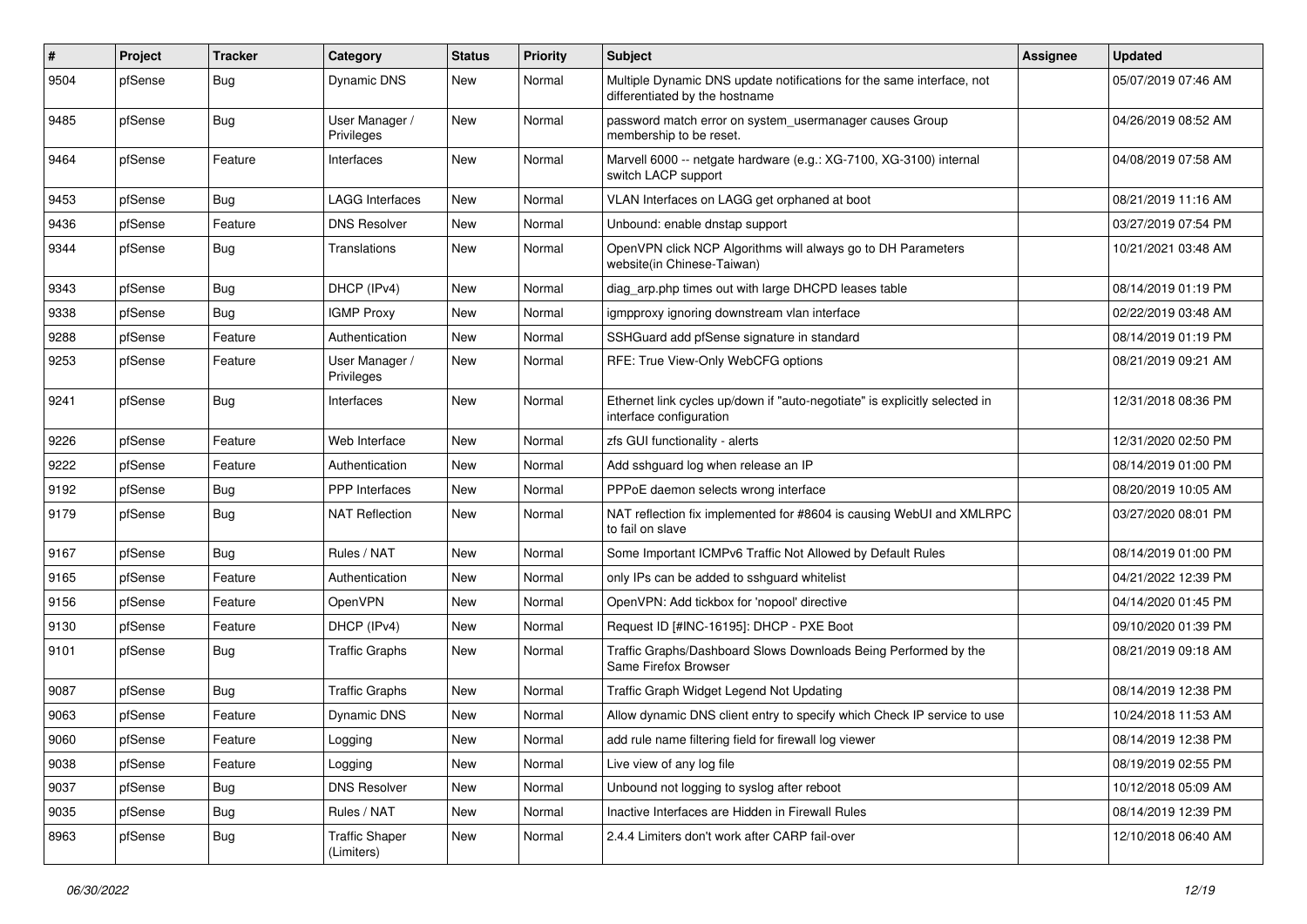| # | Project | Tracker | Category | Status | Priority | Subject | Assignee | Updated |
|---|---|---|---|---|---|---|---|---|
| 9504 | pfSense | Bug | Dynamic DNS | New | Normal | Multiple Dynamic DNS update notifications for the same interface, not differentiated by the hostname | | 05/07/2019 07:46 AM |
| 9485 | pfSense | Bug | User Manager / Privileges | New | Normal | password match error on system_usermanager causes Group membership to be reset. | | 04/26/2019 08:52 AM |
| 9464 | pfSense | Feature | Interfaces | New | Normal | Marvell 6000 -- netgate hardware (e.g.: XG-7100, XG-3100) internal switch LACP support | | 04/08/2019 07:58 AM |
| 9453 | pfSense | Bug | LAGG Interfaces | New | Normal | VLAN Interfaces on LAGG get orphaned at boot | | 08/21/2019 11:16 AM |
| 9436 | pfSense | Feature | DNS Resolver | New | Normal | Unbound: enable dnstap support | | 03/27/2019 07:54 PM |
| 9344 | pfSense | Bug | Translations | New | Normal | OpenVPN click NCP Algorithms will always go to DH Parameters website(in Chinese-Taiwan) | | 10/21/2021 03:48 AM |
| 9343 | pfSense | Bug | DHCP (IPv4) | New | Normal | diag_arp.php times out with large DHCPD leases table | | 08/14/2019 01:19 PM |
| 9338 | pfSense | Bug | IGMP Proxy | New | Normal | igmpproxy ignoring downstream vlan interface | | 02/22/2019 03:48 AM |
| 9288 | pfSense | Feature | Authentication | New | Normal | SSHGuard add pfSense signature in standard | | 08/14/2019 01:19 PM |
| 9253 | pfSense | Feature | User Manager / Privileges | New | Normal | RFE: True View-Only WebCFG options | | 08/21/2019 09:21 AM |
| 9241 | pfSense | Bug | Interfaces | New | Normal | Ethernet link cycles up/down if "auto-negotiate" is explicitly selected in interface configuration | | 12/31/2018 08:36 PM |
| 9226 | pfSense | Feature | Web Interface | New | Normal | zfs GUI functionality - alerts | | 12/31/2020 02:50 PM |
| 9222 | pfSense | Feature | Authentication | New | Normal | Add sshguard log when release an IP | | 08/14/2019 01:00 PM |
| 9192 | pfSense | Bug | PPP Interfaces | New | Normal | PPPoE daemon selects wrong interface | | 08/20/2019 10:05 AM |
| 9179 | pfSense | Bug | NAT Reflection | New | Normal | NAT reflection fix implemented for #8604 is causing WebUI and XMLRPC to fail on slave | | 03/27/2020 08:01 PM |
| 9167 | pfSense | Bug | Rules / NAT | New | Normal | Some Important ICMPv6 Traffic Not Allowed by Default Rules | | 08/14/2019 01:00 PM |
| 9165 | pfSense | Feature | Authentication | New | Normal | only IPs can be added to sshguard whitelist | | 04/21/2022 12:39 PM |
| 9156 | pfSense | Feature | OpenVPN | New | Normal | OpenVPN: Add tickbox for 'nopool' directive | | 04/14/2020 01:45 PM |
| 9130 | pfSense | Feature | DHCP (IPv4) | New | Normal | Request ID [#INC-16195]: DHCP - PXE Boot | | 09/10/2020 01:39 PM |
| 9101 | pfSense | Bug | Traffic Graphs | New | Normal | Traffic Graphs/Dashboard Slows Downloads Being Performed by the Same Firefox Browser | | 08/21/2019 09:18 AM |
| 9087 | pfSense | Bug | Traffic Graphs | New | Normal | Traffic Graph Widget Legend Not Updating | | 08/14/2019 12:38 PM |
| 9063 | pfSense | Feature | Dynamic DNS | New | Normal | Allow dynamic DNS client entry to specify which Check IP service to use | | 10/24/2018 11:53 AM |
| 9060 | pfSense | Feature | Logging | New | Normal | add rule name filtering field for firewall log viewer | | 08/14/2019 12:38 PM |
| 9038 | pfSense | Feature | Logging | New | Normal | Live view of any log file | | 08/19/2019 02:55 PM |
| 9037 | pfSense | Bug | DNS Resolver | New | Normal | Unbound not logging to syslog after reboot | | 10/12/2018 05:09 AM |
| 9035 | pfSense | Bug | Rules / NAT | New | Normal | Inactive Interfaces are Hidden in Firewall Rules | | 08/14/2019 12:39 PM |
| 8963 | pfSense | Bug | Traffic Shaper (Limiters) | New | Normal | 2.4.4 Limiters don't work after CARP fail-over | | 12/10/2018 06:40 AM |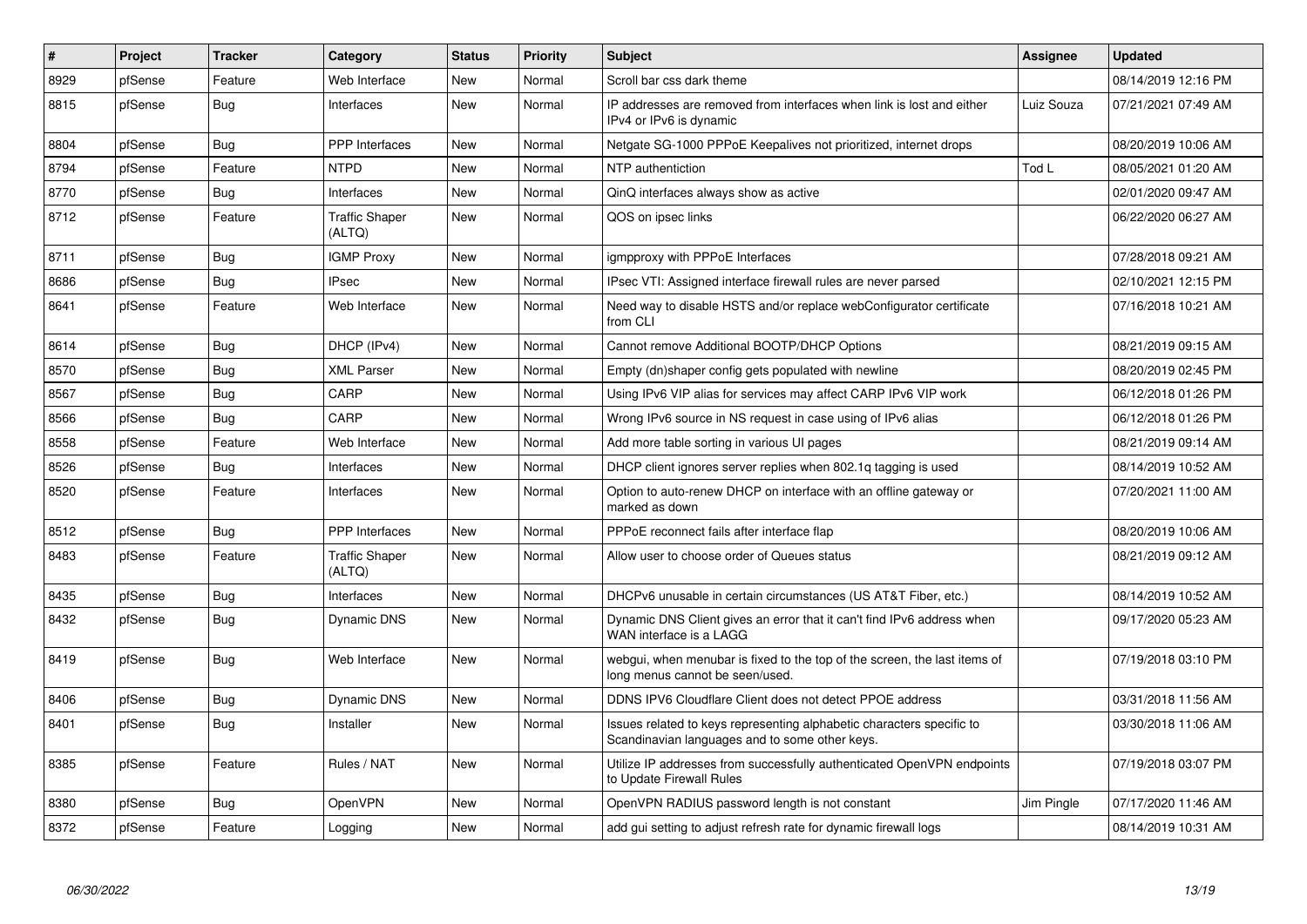| # | Project | Tracker | Category | Status | Priority | Subject | Assignee | Updated |
|---|---|---|---|---|---|---|---|---|
| 8929 | pfSense | Feature | Web Interface | New | Normal | Scroll bar css dark theme | | 08/14/2019 12:16 PM |
| 8815 | pfSense | Bug | Interfaces | New | Normal | IP addresses are removed from interfaces when link is lost and either IPv4 or IPv6 is dynamic | Luiz Souza | 07/21/2021 07:49 AM |
| 8804 | pfSense | Bug | PPP Interfaces | New | Normal | Netgate SG-1000 PPPoE Keepalives not prioritized, internet drops | | 08/20/2019 10:06 AM |
| 8794 | pfSense | Feature | NTPD | New | Normal | NTP authentiction | Tod L | 08/05/2021 01:20 AM |
| 8770 | pfSense | Bug | Interfaces | New | Normal | QinQ interfaces always show as active | | 02/01/2020 09:47 AM |
| 8712 | pfSense | Feature | Traffic Shaper (ALTQ) | New | Normal | QOS on ipsec links | | 06/22/2020 06:27 AM |
| 8711 | pfSense | Bug | IGMP Proxy | New | Normal | igmpproxy with PPPoE Interfaces | | 07/28/2018 09:21 AM |
| 8686 | pfSense | Bug | IPsec | New | Normal | IPsec VTI: Assigned interface firewall rules are never parsed | | 02/10/2021 12:15 PM |
| 8641 | pfSense | Feature | Web Interface | New | Normal | Need way to disable HSTS and/or replace webConfigurator certificate from CLI | | 07/16/2018 10:21 AM |
| 8614 | pfSense | Bug | DHCP (IPv4) | New | Normal | Cannot remove Additional BOOTP/DHCP Options | | 08/21/2019 09:15 AM |
| 8570 | pfSense | Bug | XML Parser | New | Normal | Empty (dn)shaper config gets populated with newline | | 08/20/2019 02:45 PM |
| 8567 | pfSense | Bug | CARP | New | Normal | Using IPv6 VIP alias for services may affect CARP IPv6 VIP work | | 06/12/2018 01:26 PM |
| 8566 | pfSense | Bug | CARP | New | Normal | Wrong IPv6 source in NS request in case using of IPv6 alias | | 06/12/2018 01:26 PM |
| 8558 | pfSense | Feature | Web Interface | New | Normal | Add more table sorting in various UI pages | | 08/21/2019 09:14 AM |
| 8526 | pfSense | Bug | Interfaces | New | Normal | DHCP client ignores server replies when 802.1q tagging is used | | 08/14/2019 10:52 AM |
| 8520 | pfSense | Feature | Interfaces | New | Normal | Option to auto-renew DHCP on interface with an offline gateway or marked as down | | 07/20/2021 11:00 AM |
| 8512 | pfSense | Bug | PPP Interfaces | New | Normal | PPPoE reconnect fails after interface flap | | 08/20/2019 10:06 AM |
| 8483 | pfSense | Feature | Traffic Shaper (ALTQ) | New | Normal | Allow user to choose order of Queues status | | 08/21/2019 09:12 AM |
| 8435 | pfSense | Bug | Interfaces | New | Normal | DHCPv6 unusable in certain circumstances (US AT&T Fiber, etc.) | | 08/14/2019 10:52 AM |
| 8432 | pfSense | Bug | Dynamic DNS | New | Normal | Dynamic DNS Client gives an error that it can't find IPv6 address when WAN interface is a LAGG | | 09/17/2020 05:23 AM |
| 8419 | pfSense | Bug | Web Interface | New | Normal | webgui, when menubar is fixed to the top of the screen, the last items of long menus cannot be seen/used. | | 07/19/2018 03:10 PM |
| 8406 | pfSense | Bug | Dynamic DNS | New | Normal | DDNS IPV6 Cloudflare Client does not detect PPOE address | | 03/31/2018 11:56 AM |
| 8401 | pfSense | Bug | Installer | New | Normal | Issues related to keys representing alphabetic characters specific to Scandinavian languages and to some other keys. | | 03/30/2018 11:06 AM |
| 8385 | pfSense | Feature | Rules / NAT | New | Normal | Utilize IP addresses from successfully authenticated OpenVPN endpoints to Update Firewall Rules | | 07/19/2018 03:07 PM |
| 8380 | pfSense | Bug | OpenVPN | New | Normal | OpenVPN RADIUS password length is not constant | Jim Pingle | 07/17/2020 11:46 AM |
| 8372 | pfSense | Feature | Logging | New | Normal | add gui setting to adjust refresh rate for dynamic firewall logs | | 08/14/2019 10:31 AM |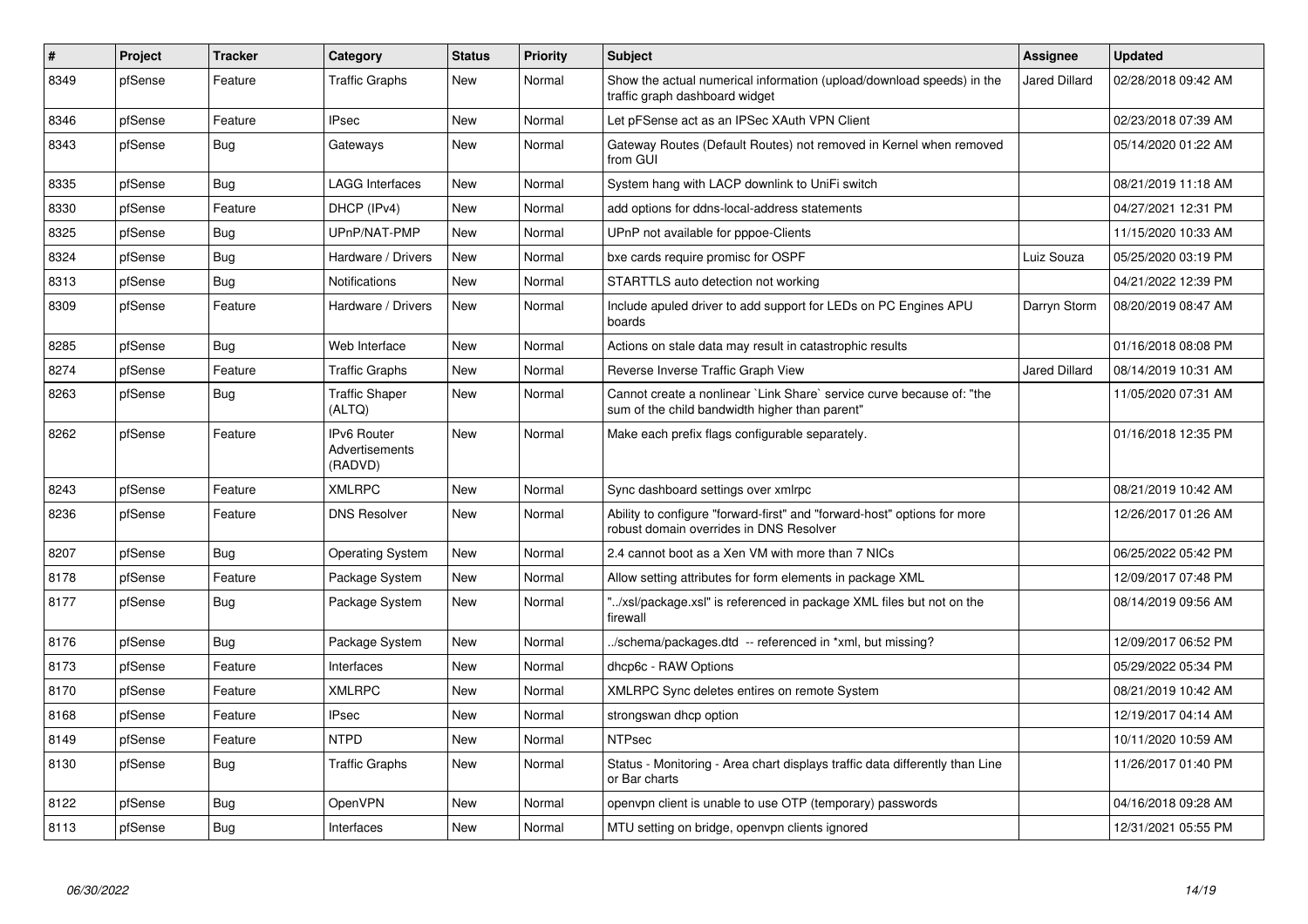| # | Project | Tracker | Category | Status | Priority | Subject | Assignee | Updated |
|---|---|---|---|---|---|---|---|---|
| 8349 | pfSense | Feature | Traffic Graphs | New | Normal | Show the actual numerical information (upload/download speeds) in the traffic graph dashboard widget | Jared Dillard | 02/28/2018 09:42 AM |
| 8346 | pfSense | Feature | IPsec | New | Normal | Let pFSense act as an IPSec XAuth VPN Client | | 02/23/2018 07:39 AM |
| 8343 | pfSense | Bug | Gateways | New | Normal | Gateway Routes (Default Routes) not removed in Kernel when removed from GUI | | 05/14/2020 01:22 AM |
| 8335 | pfSense | Bug | LAGG Interfaces | New | Normal | System hang with LACP downlink to UniFi switch | | 08/21/2019 11:18 AM |
| 8330 | pfSense | Feature | DHCP (IPv4) | New | Normal | add options for ddns-local-address statements | | 04/27/2021 12:31 PM |
| 8325 | pfSense | Bug | UPnP/NAT-PMP | New | Normal | UPnP not available for pppoe-Clients | | 11/15/2020 10:33 AM |
| 8324 | pfSense | Bug | Hardware / Drivers | New | Normal | bxe cards require promisc for OSPF | Luiz Souza | 05/25/2020 03:19 PM |
| 8313 | pfSense | Bug | Notifications | New | Normal | STARTTLS auto detection not working | | 04/21/2022 12:39 PM |
| 8309 | pfSense | Feature | Hardware / Drivers | New | Normal | Include apuled driver to add support for LEDs on PC Engines APU boards | Darryn Storm | 08/20/2019 08:47 AM |
| 8285 | pfSense | Bug | Web Interface | New | Normal | Actions on stale data may result in catastrophic results | | 01/16/2018 08:08 PM |
| 8274 | pfSense | Feature | Traffic Graphs | New | Normal | Reverse Inverse Traffic Graph View | Jared Dillard | 08/14/2019 10:31 AM |
| 8263 | pfSense | Bug | Traffic Shaper (ALTQ) | New | Normal | Cannot create a nonlinear `Link Share` service curve because of: "the sum of the child bandwidth higher than parent" | | 11/05/2020 07:31 AM |
| 8262 | pfSense | Feature | IPv6 Router Advertisements (RADVD) | New | Normal | Make each prefix flags configurable separately. | | 01/16/2018 12:35 PM |
| 8243 | pfSense | Feature | XMLRPC | New | Normal | Sync dashboard settings over xmlrpc | | 08/21/2019 10:42 AM |
| 8236 | pfSense | Feature | DNS Resolver | New | Normal | Ability to configure "forward-first" and "forward-host" options for more robust domain overrides in DNS Resolver | | 12/26/2017 01:26 AM |
| 8207 | pfSense | Bug | Operating System | New | Normal | 2.4 cannot boot as a Xen VM with more than 7 NICs | | 06/25/2022 05:42 PM |
| 8178 | pfSense | Feature | Package System | New | Normal | Allow setting attributes for form elements in package XML | | 12/09/2017 07:48 PM |
| 8177 | pfSense | Bug | Package System | New | Normal | "../xsl/package.xsl" is referenced in package XML files but not on the firewall | | 08/14/2019 09:56 AM |
| 8176 | pfSense | Bug | Package System | New | Normal | ../schema/packages.dtd -- referenced in *xml, but missing? | | 12/09/2017 06:52 PM |
| 8173 | pfSense | Feature | Interfaces | New | Normal | dhcp6c - RAW Options | | 05/29/2022 05:34 PM |
| 8170 | pfSense | Feature | XMLRPC | New | Normal | XMLRPC Sync deletes entires on remote System | | 08/21/2019 10:42 AM |
| 8168 | pfSense | Feature | IPsec | New | Normal | strongswan dhcp option | | 12/19/2017 04:14 AM |
| 8149 | pfSense | Feature | NTPD | New | Normal | NTPsec | | 10/11/2020 10:59 AM |
| 8130 | pfSense | Bug | Traffic Graphs | New | Normal | Status - Monitoring - Area chart displays traffic data differently than Line or Bar charts | | 11/26/2017 01:40 PM |
| 8122 | pfSense | Bug | OpenVPN | New | Normal | openvpn client is unable to use OTP (temporary) passwords | | 04/16/2018 09:28 AM |
| 8113 | pfSense | Bug | Interfaces | New | Normal | MTU setting on bridge, openvpn clients ignored | | 12/31/2021 05:55 PM |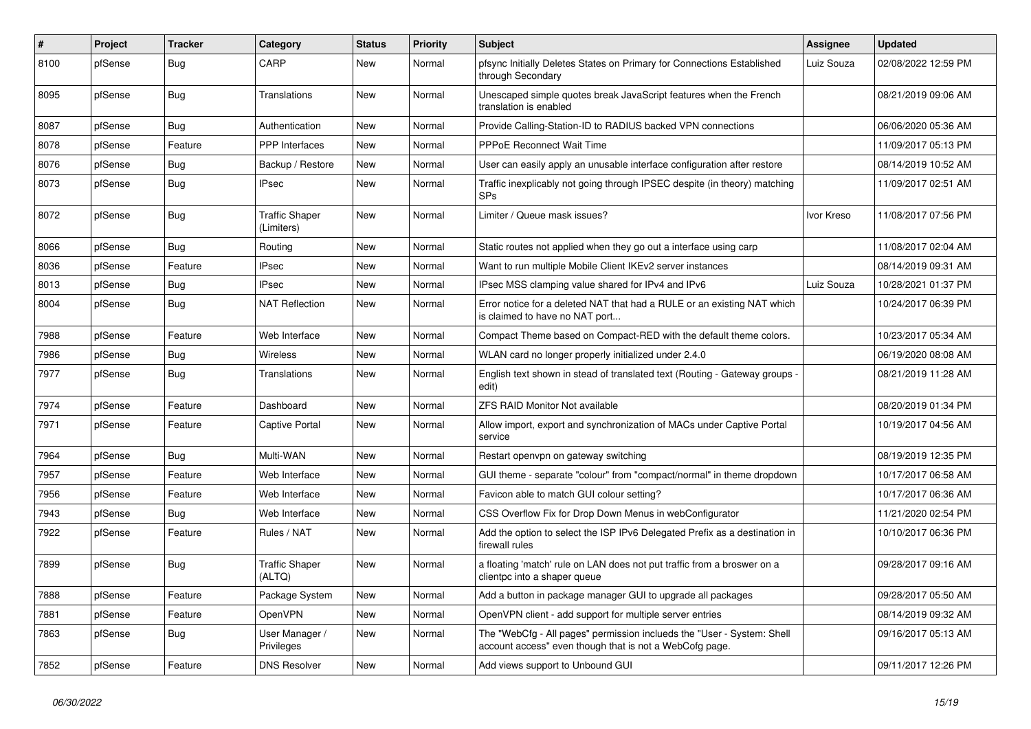| # | Project | Tracker | Category | Status | Priority | Subject | Assignee | Updated |
|---|---|---|---|---|---|---|---|---|
| 8100 | pfSense | Bug | CARP | New | Normal | pfsync Initially Deletes States on Primary for Connections Established through Secondary | Luiz Souza | 02/08/2022 12:59 PM |
| 8095 | pfSense | Bug | Translations | New | Normal | Unescaped simple quotes break JavaScript features when the French translation is enabled | | 08/21/2019 09:06 AM |
| 8087 | pfSense | Bug | Authentication | New | Normal | Provide Calling-Station-ID to RADIUS backed VPN connections | | 06/06/2020 05:36 AM |
| 8078 | pfSense | Feature | PPP Interfaces | New | Normal | PPPoE Reconnect Wait Time | | 11/09/2017 05:13 PM |
| 8076 | pfSense | Bug | Backup / Restore | New | Normal | User can easily apply an unusable interface configuration after restore | | 08/14/2019 10:52 AM |
| 8073 | pfSense | Bug | IPsec | New | Normal | Traffic inexplicably not going through IPSEC despite (in theory) matching SPs | | 11/09/2017 02:51 AM |
| 8072 | pfSense | Bug | Traffic Shaper (Limiters) | New | Normal | Limiter / Queue mask issues? | Ivor Kreso | 11/08/2017 07:56 PM |
| 8066 | pfSense | Bug | Routing | New | Normal | Static routes not applied when they go out a interface using carp | | 11/08/2017 02:04 AM |
| 8036 | pfSense | Feature | IPsec | New | Normal | Want to run multiple Mobile Client IKEv2 server instances | | 08/14/2019 09:31 AM |
| 8013 | pfSense | Bug | IPsec | New | Normal | IPsec MSS clamping value shared for IPv4 and IPv6 | Luiz Souza | 10/28/2021 01:37 PM |
| 8004 | pfSense | Bug | NAT Reflection | New | Normal | Error notice for a deleted NAT that had a RULE or an existing NAT which is claimed to have no NAT port... | | 10/24/2017 06:39 PM |
| 7988 | pfSense | Feature | Web Interface | New | Normal | Compact Theme based on Compact-RED with the default theme colors. | | 10/23/2017 05:34 AM |
| 7986 | pfSense | Bug | Wireless | New | Normal | WLAN card no longer properly initialized under 2.4.0 | | 06/19/2020 08:08 AM |
| 7977 | pfSense | Bug | Translations | New | Normal | English text shown in stead of translated text (Routing - Gateway groups - edit) | | 08/21/2019 11:28 AM |
| 7974 | pfSense | Feature | Dashboard | New | Normal | ZFS RAID Monitor Not available | | 08/20/2019 01:34 PM |
| 7971 | pfSense | Feature | Captive Portal | New | Normal | Allow import, export and synchronization of MACs under Captive Portal service | | 10/19/2017 04:56 AM |
| 7964 | pfSense | Bug | Multi-WAN | New | Normal | Restart openvpn on gateway switching | | 08/19/2019 12:35 PM |
| 7957 | pfSense | Feature | Web Interface | New | Normal | GUI theme - separate "colour" from "compact/normal" in theme dropdown | | 10/17/2017 06:58 AM |
| 7956 | pfSense | Feature | Web Interface | New | Normal | Favicon able to match GUI colour setting? | | 10/17/2017 06:36 AM |
| 7943 | pfSense | Bug | Web Interface | New | Normal | CSS Overflow Fix for Drop Down Menus in webConfigurator | | 11/21/2020 02:54 PM |
| 7922 | pfSense | Feature | Rules / NAT | New | Normal | Add the option to select the ISP IPv6 Delegated Prefix as a destination in firewall rules | | 10/10/2017 06:36 PM |
| 7899 | pfSense | Bug | Traffic Shaper (ALTQ) | New | Normal | a floating 'match' rule on LAN does not put traffic from a broswer on a clientpc into a shaper queue | | 09/28/2017 09:16 AM |
| 7888 | pfSense | Feature | Package System | New | Normal | Add a button in package manager GUI to upgrade all packages | | 09/28/2017 05:50 AM |
| 7881 | pfSense | Feature | OpenVPN | New | Normal | OpenVPN client - add support for multiple server entries | | 08/14/2019 09:32 AM |
| 7863 | pfSense | Bug | User Manager / Privileges | New | Normal | The "WebCfg - All pages" permission inclueds the "User - System: Shell account access" even though that is not a WebCofg page. | | 09/16/2017 05:13 AM |
| 7852 | pfSense | Feature | DNS Resolver | New | Normal | Add views support to Unbound GUI | | 09/11/2017 12:26 PM |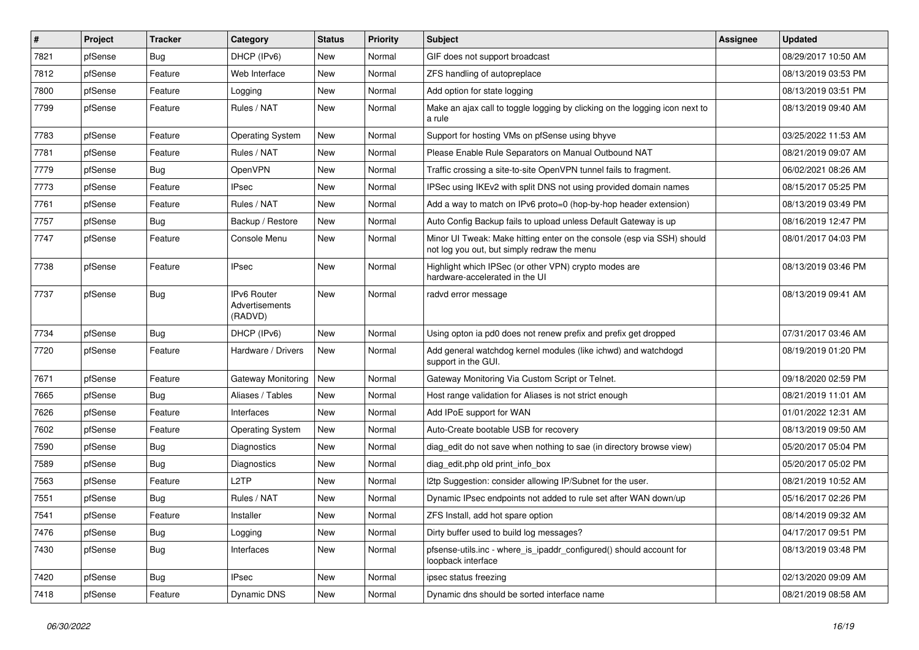| # | Project | Tracker | Category | Status | Priority | Subject | Assignee | Updated |
|---|---|---|---|---|---|---|---|---|
| 7821 | pfSense | Bug | DHCP (IPv6) | New | Normal | GIF does not support broadcast | | 08/29/2017 10:50 AM |
| 7812 | pfSense | Feature | Web Interface | New | Normal | ZFS handling of autopreplace | | 08/13/2019 03:53 PM |
| 7800 | pfSense | Feature | Logging | New | Normal | Add option for state logging | | 08/13/2019 03:51 PM |
| 7799 | pfSense | Feature | Rules / NAT | New | Normal | Make an ajax call to toggle logging by clicking on the logging icon next to a rule | | 08/13/2019 09:40 AM |
| 7783 | pfSense | Feature | Operating System | New | Normal | Support for hosting VMs on pfSense using bhyve | | 03/25/2022 11:53 AM |
| 7781 | pfSense | Feature | Rules / NAT | New | Normal | Please Enable Rule Separators on Manual Outbound NAT | | 08/21/2019 09:07 AM |
| 7779 | pfSense | Bug | OpenVPN | New | Normal | Traffic crossing a site-to-site OpenVPN tunnel fails to fragment. | | 06/02/2021 08:26 AM |
| 7773 | pfSense | Feature | IPsec | New | Normal | IPSec using IKEv2 with split DNS not using provided domain names | | 08/15/2017 05:25 PM |
| 7761 | pfSense | Feature | Rules / NAT | New | Normal | Add a way to match on IPv6 proto=0 (hop-by-hop header extension) | | 08/13/2019 03:49 PM |
| 7757 | pfSense | Bug | Backup / Restore | New | Normal | Auto Config Backup fails to upload unless Default Gateway is up | | 08/16/2019 12:47 PM |
| 7747 | pfSense | Feature | Console Menu | New | Normal | Minor UI Tweak: Make hitting enter on the console (esp via SSH) should not log you out, but simply redraw the menu | | 08/01/2017 04:03 PM |
| 7738 | pfSense | Feature | IPsec | New | Normal | Highlight which IPSec (or other VPN) crypto modes are hardware-accelerated in the UI | | 08/13/2019 03:46 PM |
| 7737 | pfSense | Bug | IPv6 Router Advertisements (RADVD) | New | Normal | radvd error message | | 08/13/2019 09:41 AM |
| 7734 | pfSense | Bug | DHCP (IPv6) | New | Normal | Using opton ia pd0 does not renew prefix and prefix get dropped | | 07/31/2017 03:46 AM |
| 7720 | pfSense | Feature | Hardware / Drivers | New | Normal | Add general watchdog kernel modules (like ichwd) and watchdogd support in the GUI. | | 08/19/2019 01:20 PM |
| 7671 | pfSense | Feature | Gateway Monitoring | New | Normal | Gateway Monitoring Via Custom Script or Telnet. | | 09/18/2020 02:59 PM |
| 7665 | pfSense | Bug | Aliases / Tables | New | Normal | Host range validation for Aliases is not strict enough | | 08/21/2019 11:01 AM |
| 7626 | pfSense | Feature | Interfaces | New | Normal | Add IPoE support for WAN | | 01/01/2022 12:31 AM |
| 7602 | pfSense | Feature | Operating System | New | Normal | Auto-Create bootable USB for recovery | | 08/13/2019 09:50 AM |
| 7590 | pfSense | Bug | Diagnostics | New | Normal | diag_edit do not save when nothing to sae (in directory browse view) | | 05/20/2017 05:04 PM |
| 7589 | pfSense | Bug | Diagnostics | New | Normal | diag_edit.php old print_info_box | | 05/20/2017 05:02 PM |
| 7563 | pfSense | Feature | L2TP | New | Normal | l2tp Suggestion: consider allowing IP/Subnet for the user. | | 08/21/2019 10:52 AM |
| 7551 | pfSense | Bug | Rules / NAT | New | Normal | Dynamic IPsec endpoints not added to rule set after WAN down/up | | 05/16/2017 02:26 PM |
| 7541 | pfSense | Feature | Installer | New | Normal | ZFS Install, add hot spare option | | 08/14/2019 09:32 AM |
| 7476 | pfSense | Bug | Logging | New | Normal | Dirty buffer used to build log messages? | | 04/17/2017 09:51 PM |
| 7430 | pfSense | Bug | Interfaces | New | Normal | pfsense-utils.inc - where_is_ipaddr_configured() should account for loopback interface | | 08/13/2019 03:48 PM |
| 7420 | pfSense | Bug | IPsec | New | Normal | ipsec status freezing | | 02/13/2020 09:09 AM |
| 7418 | pfSense | Feature | Dynamic DNS | New | Normal | Dynamic dns should be sorted interface name | | 08/21/2019 08:58 AM |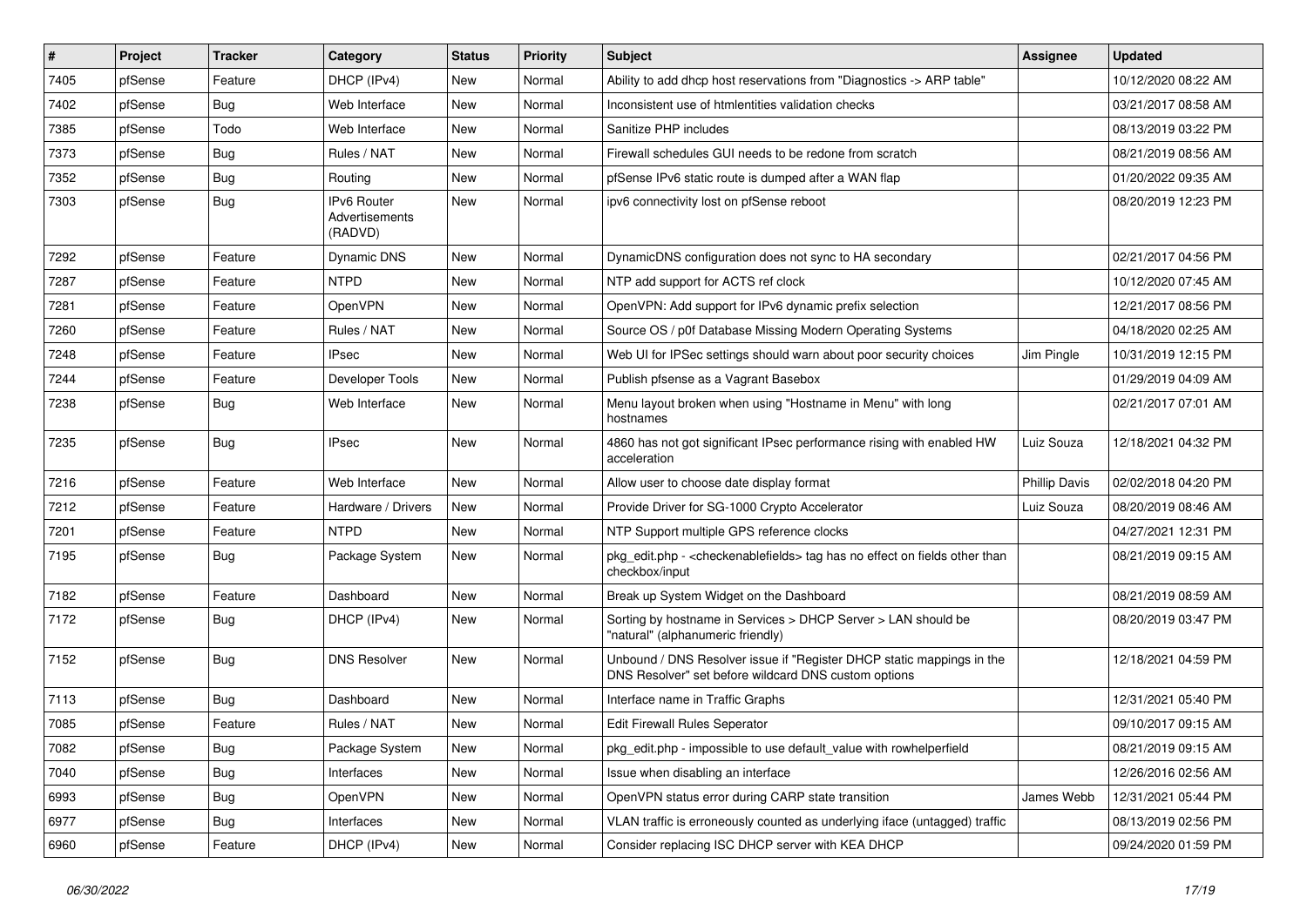| # | Project | Tracker | Category | Status | Priority | Subject | Assignee | Updated |
|---|---|---|---|---|---|---|---|---|
| 7405 | pfSense | Feature | DHCP (IPv4) | New | Normal | Ability to add dhcp host reservations from "Diagnostics -> ARP table" | | 10/12/2020 08:22 AM |
| 7402 | pfSense | Bug | Web Interface | New | Normal | Inconsistent use of htmlentities validation checks | | 03/21/2017 08:58 AM |
| 7385 | pfSense | Todo | Web Interface | New | Normal | Sanitize PHP includes | | 08/13/2019 03:22 PM |
| 7373 | pfSense | Bug | Rules / NAT | New | Normal | Firewall schedules GUI needs to be redone from scratch | | 08/21/2019 08:56 AM |
| 7352 | pfSense | Bug | Routing | New | Normal | pfSense IPv6 static route is dumped after a WAN flap | | 01/20/2022 09:35 AM |
| 7303 | pfSense | Bug | IPv6 Router Advertisements (RADVD) | New | Normal | ipv6 connectivity lost on pfSense reboot | | 08/20/2019 12:23 PM |
| 7292 | pfSense | Feature | Dynamic DNS | New | Normal | DynamicDNS configuration does not sync to HA secondary | | 02/21/2017 04:56 PM |
| 7287 | pfSense | Feature | NTPD | New | Normal | NTP add support for ACTS ref clock | | 10/12/2020 07:45 AM |
| 7281 | pfSense | Feature | OpenVPN | New | Normal | OpenVPN: Add support for IPv6 dynamic prefix selection | | 12/21/2017 08:56 PM |
| 7260 | pfSense | Feature | Rules / NAT | New | Normal | Source OS / p0f Database Missing Modern Operating Systems | | 04/18/2020 02:25 AM |
| 7248 | pfSense | Feature | IPsec | New | Normal | Web UI for IPSec settings should warn about poor security choices | Jim Pingle | 10/31/2019 12:15 PM |
| 7244 | pfSense | Feature | Developer Tools | New | Normal | Publish pfsense as a Vagrant Basebox | | 01/29/2019 04:09 AM |
| 7238 | pfSense | Bug | Web Interface | New | Normal | Menu layout broken when using "Hostname in Menu" with long hostnames | | 02/21/2017 07:01 AM |
| 7235 | pfSense | Bug | IPsec | New | Normal | 4860 has not got significant IPsec performance rising with enabled HW acceleration | Luiz Souza | 12/18/2021 04:32 PM |
| 7216 | pfSense | Feature | Web Interface | New | Normal | Allow user to choose date display format | Phillip Davis | 02/02/2018 04:20 PM |
| 7212 | pfSense | Feature | Hardware / Drivers | New | Normal | Provide Driver for SG-1000 Crypto Accelerator | Luiz Souza | 08/20/2019 08:46 AM |
| 7201 | pfSense | Feature | NTPD | New | Normal | NTP Support multiple GPS reference clocks | | 04/27/2021 12:31 PM |
| 7195 | pfSense | Bug | Package System | New | Normal | pkg_edit.php - <checkenablefields> tag has no effect on fields other than checkbox/input | | 08/21/2019 09:15 AM |
| 7182 | pfSense | Feature | Dashboard | New | Normal | Break up System Widget on the Dashboard | | 08/21/2019 08:59 AM |
| 7172 | pfSense | Bug | DHCP (IPv4) | New | Normal | Sorting by hostname in Services > DHCP Server > LAN should be "natural" (alphanumeric friendly) | | 08/20/2019 03:47 PM |
| 7152 | pfSense | Bug | DNS Resolver | New | Normal | Unbound / DNS Resolver issue if "Register DHCP static mappings in the DNS Resolver" set before wildcard DNS custom options | | 12/18/2021 04:59 PM |
| 7113 | pfSense | Bug | Dashboard | New | Normal | Interface name in Traffic Graphs | | 12/31/2021 05:40 PM |
| 7085 | pfSense | Feature | Rules / NAT | New | Normal | Edit Firewall Rules Seperator | | 09/10/2017 09:15 AM |
| 7082 | pfSense | Bug | Package System | New | Normal | pkg_edit.php - impossible to use default_value with rowhelperfield | | 08/21/2019 09:15 AM |
| 7040 | pfSense | Bug | Interfaces | New | Normal | Issue when disabling an interface | | 12/26/2016 02:56 AM |
| 6993 | pfSense | Bug | OpenVPN | New | Normal | OpenVPN status error during CARP state transition | James Webb | 12/31/2021 05:44 PM |
| 6977 | pfSense | Bug | Interfaces | New | Normal | VLAN traffic is erroneously counted as underlying iface (untagged) traffic | | 08/13/2019 02:56 PM |
| 6960 | pfSense | Feature | DHCP (IPv4) | New | Normal | Consider replacing ISC DHCP server with KEA DHCP | | 09/24/2020 01:59 PM |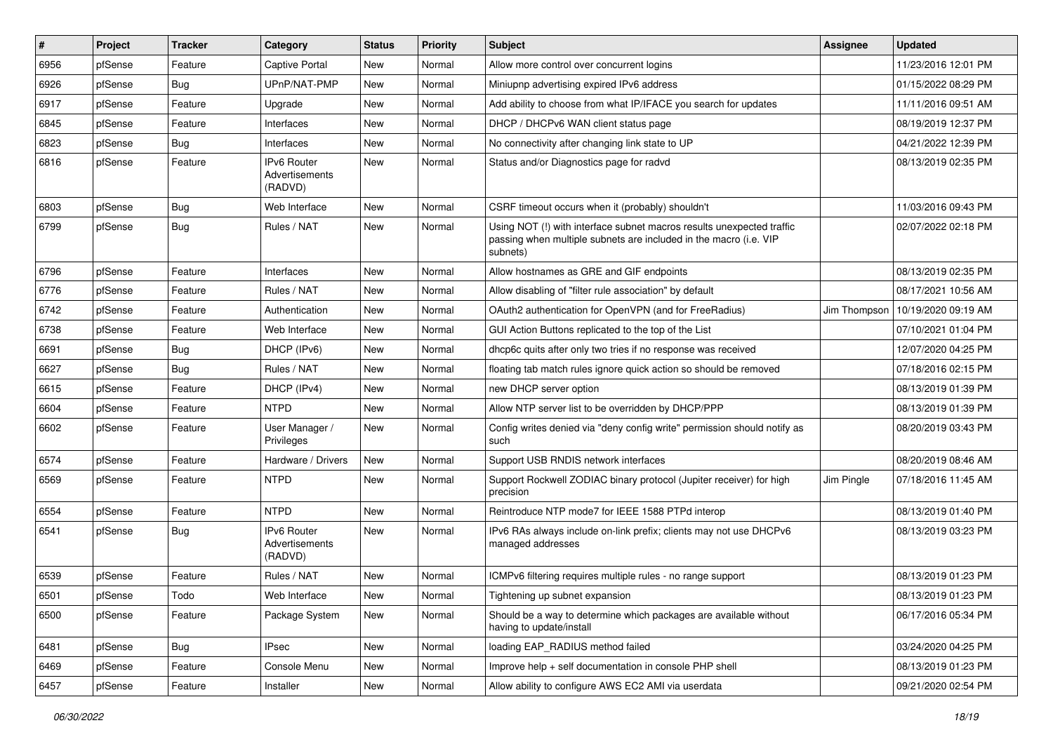| # | Project | Tracker | Category | Status | Priority | Subject | Assignee | Updated |
|---|---|---|---|---|---|---|---|---|
| 6956 | pfSense | Feature | Captive Portal | New | Normal | Allow more control over concurrent logins | | 11/23/2016 12:01 PM |
| 6926 | pfSense | Bug | UPnP/NAT-PMP | New | Normal | Miniupnp advertising expired IPv6 address | | 01/15/2022 08:29 PM |
| 6917 | pfSense | Feature | Upgrade | New | Normal | Add ability to choose from what IP/IFACE you search for updates | | 11/11/2016 09:51 AM |
| 6845 | pfSense | Feature | Interfaces | New | Normal | DHCP / DHCPv6 WAN client status page | | 08/19/2019 12:37 PM |
| 6823 | pfSense | Bug | Interfaces | New | Normal | No connectivity after changing link state to UP | | 04/21/2022 12:39 PM |
| 6816 | pfSense | Feature | IPv6 Router Advertisements (RADVD) | New | Normal | Status and/or Diagnostics page for radvd | | 08/13/2019 02:35 PM |
| 6803 | pfSense | Bug | Web Interface | New | Normal | CSRF timeout occurs when it (probably) shouldn't | | 11/03/2016 09:43 PM |
| 6799 | pfSense | Bug | Rules / NAT | New | Normal | Using NOT (!) with interface subnet macros results unexpected traffic passing when multiple subnets are included in the macro (i.e. VIP subnets) | | 02/07/2022 02:18 PM |
| 6796 | pfSense | Feature | Interfaces | New | Normal | Allow hostnames as GRE and GIF endpoints | | 08/13/2019 02:35 PM |
| 6776 | pfSense | Feature | Rules / NAT | New | Normal | Allow disabling of "filter rule association" by default | | 08/17/2021 10:56 AM |
| 6742 | pfSense | Feature | Authentication | New | Normal | OAuth2 authentication for OpenVPN (and for FreeRadius) | Jim Thompson | 10/19/2020 09:19 AM |
| 6738 | pfSense | Feature | Web Interface | New | Normal | GUI Action Buttons replicated to the top of the List | | 07/10/2021 01:04 PM |
| 6691 | pfSense | Bug | DHCP (IPv6) | New | Normal | dhcp6c quits after only two tries if no response was received | | 12/07/2020 04:25 PM |
| 6627 | pfSense | Bug | Rules / NAT | New | Normal | floating tab match rules ignore quick action so should be removed | | 07/18/2016 02:15 PM |
| 6615 | pfSense | Feature | DHCP (IPv4) | New | Normal | new DHCP server option | | 08/13/2019 01:39 PM |
| 6604 | pfSense | Feature | NTPD | New | Normal | Allow NTP server list to be overridden by DHCP/PPP | | 08/13/2019 01:39 PM |
| 6602 | pfSense | Feature | User Manager / Privileges | New | Normal | Config writes denied via "deny config write" permission should notify as such | | 08/20/2019 03:43 PM |
| 6574 | pfSense | Feature | Hardware / Drivers | New | Normal | Support USB RNDIS network interfaces | | 08/20/2019 08:46 AM |
| 6569 | pfSense | Feature | NTPD | New | Normal | Support Rockwell ZODIAC binary protocol (Jupiter receiver) for high precision | Jim Pingle | 07/18/2016 11:45 AM |
| 6554 | pfSense | Feature | NTPD | New | Normal | Reintroduce NTP mode7 for IEEE 1588 PTPd interop | | 08/13/2019 01:40 PM |
| 6541 | pfSense | Bug | IPv6 Router Advertisements (RADVD) | New | Normal | IPv6 RAs always include on-link prefix; clients may not use DHCPv6 managed addresses | | 08/13/2019 03:23 PM |
| 6539 | pfSense | Feature | Rules / NAT | New | Normal | ICMPv6 filtering requires multiple rules - no range support | | 08/13/2019 01:23 PM |
| 6501 | pfSense | Todo | Web Interface | New | Normal | Tightening up subnet expansion | | 08/13/2019 01:23 PM |
| 6500 | pfSense | Feature | Package System | New | Normal | Should be a way to determine which packages are available without having to update/install | | 06/17/2016 05:34 PM |
| 6481 | pfSense | Bug | IPsec | New | Normal | loading EAP_RADIUS method failed | | 03/24/2020 04:25 PM |
| 6469 | pfSense | Feature | Console Menu | New | Normal | Improve help + self documentation in console PHP shell | | 08/13/2019 01:23 PM |
| 6457 | pfSense | Feature | Installer | New | Normal | Allow ability to configure AWS EC2 AMI via userdata | | 09/21/2020 02:54 PM |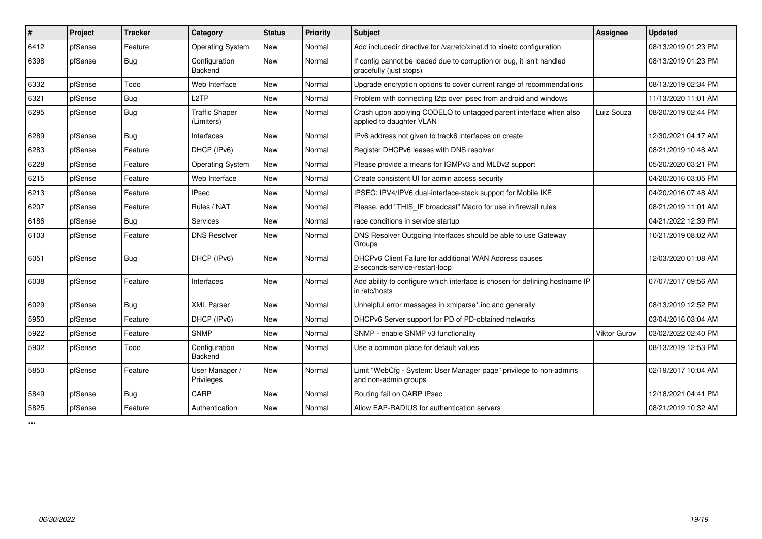| # | Project | Tracker | Category | Status | Priority | Subject | Assignee | Updated |
|---|---|---|---|---|---|---|---|---|
| 6412 | pfSense | Feature | Operating System | New | Normal | Add includedir directive for /var/etc/xinet.d to xinetd configuration | | 08/13/2019 01:23 PM |
| 6398 | pfSense | Bug | Configuration Backend | New | Normal | If config cannot be loaded due to corruption or bug, it isn't handled gracefully (just stops) | | 08/13/2019 01:23 PM |
| 6332 | pfSense | Todo | Web Interface | New | Normal | Upgrade encryption options to cover current range of recommendations | | 08/13/2019 02:34 PM |
| 6321 | pfSense | Bug | L2TP | New | Normal | Problem with connecting l2tp over ipsec from android and windows | | 11/13/2020 11:01 AM |
| 6295 | pfSense | Bug | Traffic Shaper (Limiters) | New | Normal | Crash upon applying CODELQ to untagged parent interface when also applied to daughter VLAN | Luiz Souza | 08/20/2019 02:44 PM |
| 6289 | pfSense | Bug | Interfaces | New | Normal | IPv6 address not given to track6 interfaces on create | | 12/30/2021 04:17 AM |
| 6283 | pfSense | Feature | DHCP (IPv6) | New | Normal | Register DHCPv6 leases with DNS resolver | | 08/21/2019 10:48 AM |
| 6228 | pfSense | Feature | Operating System | New | Normal | Please provide a means for IGMPv3 and MLDv2 support | | 05/20/2020 03:21 PM |
| 6215 | pfSense | Feature | Web Interface | New | Normal | Create consistent UI for admin access security | | 04/20/2016 03:05 PM |
| 6213 | pfSense | Feature | IPsec | New | Normal | IPSEC: IPV4/IPV6 dual-interface-stack support for Mobile IKE | | 04/20/2016 07:48 AM |
| 6207 | pfSense | Feature | Rules / NAT | New | Normal | Please, add "THIS_IF broadcast" Macro for use in firewall rules | | 08/21/2019 11:01 AM |
| 6186 | pfSense | Bug | Services | New | Normal | race conditions in service startup | | 04/21/2022 12:39 PM |
| 6103 | pfSense | Feature | DNS Resolver | New | Normal | DNS Resolver Outgoing Interfaces should be able to use Gateway Groups | | 10/21/2019 08:02 AM |
| 6051 | pfSense | Bug | DHCP (IPv6) | New | Normal | DHCPv6 Client Failure for additional WAN Address causes 2-seconds-service-restart-loop | | 12/03/2020 01:08 AM |
| 6038 | pfSense | Feature | Interfaces | New | Normal | Add ability to configure which interface is chosen for defining hostname IP in /etc/hosts | | 07/07/2017 09:56 AM |
| 6029 | pfSense | Bug | XML Parser | New | Normal | Unhelpful error messages in xmlparse*.inc and generally | | 08/13/2019 12:52 PM |
| 5950 | pfSense | Feature | DHCP (IPv6) | New | Normal | DHCPv6 Server support for PD of PD-obtained networks | | 03/04/2016 03:04 AM |
| 5922 | pfSense | Feature | SNMP | New | Normal | SNMP - enable SNMP v3 functionality | Viktor Gurov | 03/02/2022 02:40 PM |
| 5902 | pfSense | Todo | Configuration Backend | New | Normal | Use a common place for default values | | 08/13/2019 12:53 PM |
| 5850 | pfSense | Feature | User Manager / Privileges | New | Normal | Limit "WebCfg - System: User Manager page" privilege to non-admins and non-admin groups | | 02/19/2017 10:04 AM |
| 5849 | pfSense | Bug | CARP | New | Normal | Routing fail on CARP IPsec | | 12/18/2021 04:41 PM |
| 5825 | pfSense | Feature | Authentication | New | Normal | Allow EAP-RADIUS for authentication servers | | 08/21/2019 10:32 AM |

...